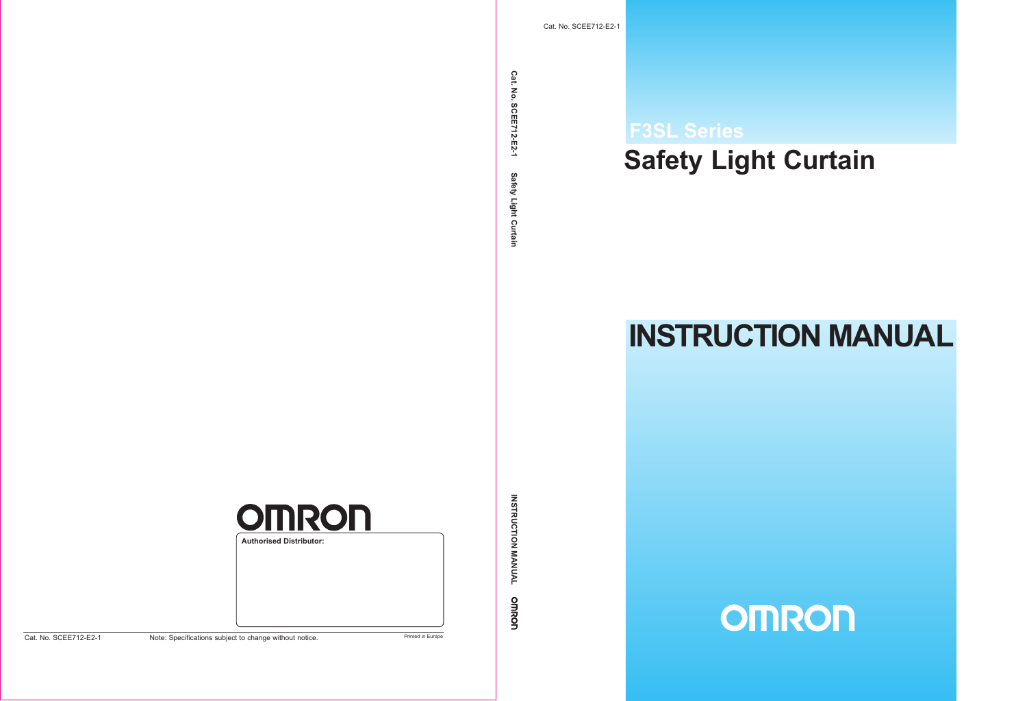Cat. No. SCEE712-E2-1

# F3SL Series

# Safety Light Curtain

# INSTRUCTION MANUAL

OMRON

Cat. No. SCEE712-E2-1 Safety Light Curtain

INSTRUCTION MANUAL OMRON

OMRON

**Authorised Distributor:**

Cat. No. SCEE712-E2-1 Note: Specifications subject to change without notice. Printed in Europe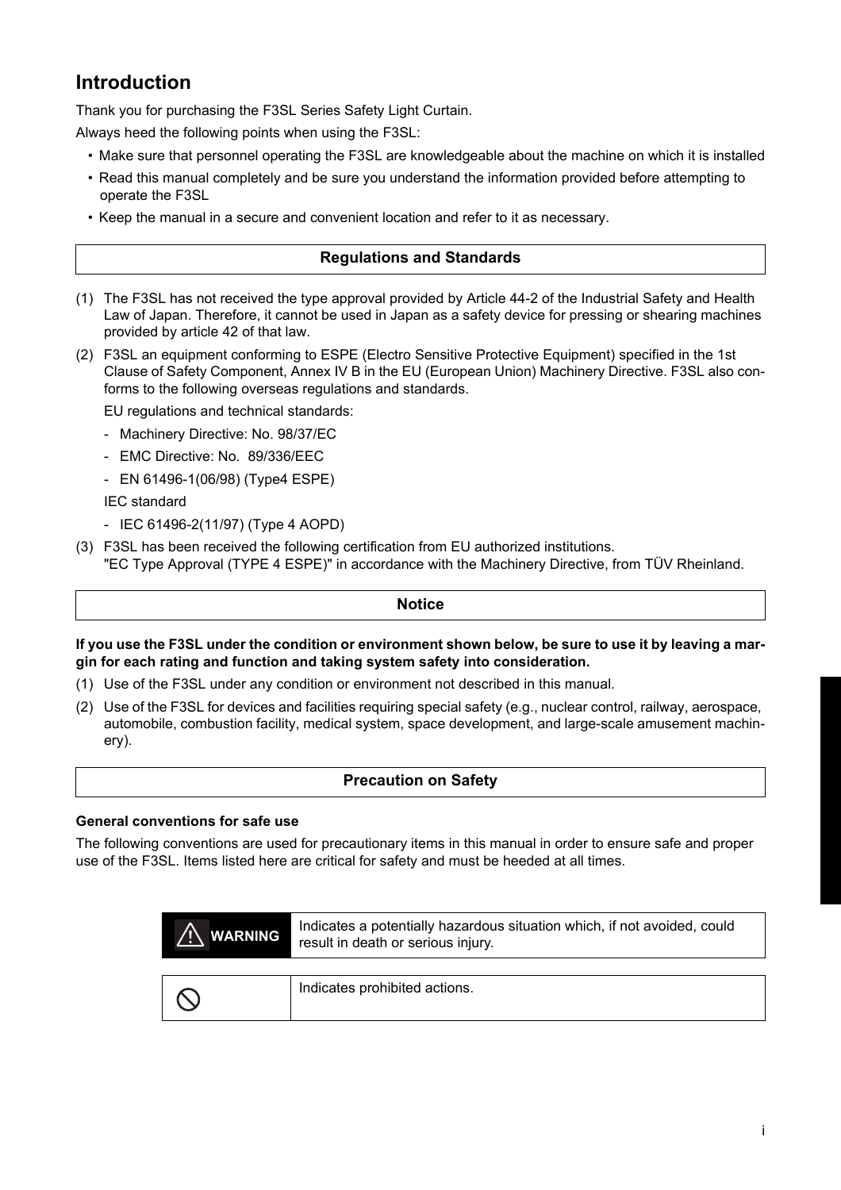# Introduction

Thank you for purchasing the F3SL Series Safety Light Curtain.

Always heed the following points when using the F3SL:

- Make sure that personnel operating the F3SL are knowledgeable about the machine on which it is installed
- Read this manual completely and be sure you understand the information provided before attempting to operate the F3SL
- Keep the manual in a secure and convenient location and refer to it as necessary.

## Regulations and Standards

(1) The F3SL has not received the type approval provided by Article 44-2 of the Industrial Safety and Health Law of Japan. Therefore, it cannot be used in Japan as a safety device for pressing or shearing machines provided by article 42 of that law.

(2) F3SL an equipment conforming to ESPE (Electro Sensitive Protective Equipment) specified in the 1st Clause of Safety Component, Annex IV B in the EU (European Union) Machinery Directive. F3SL also conforms to the following overseas regulations and standards.

EU regulations and technical standards:

- Machinery Directive: No. 98/37/EC
- EMC Directive: No. 89/336/EEC
- EN 61496-1(06/98) (Type4 ESPE)

IEC standard

- IEC 61496-2(11/97) (Type 4 AOPD)

(3) F3SL has been received the following certification from EU authorized institutions.
"EC Type Approval (TYPE 4 ESPE)" in accordance with the Machinery Directive, from TÜV Rheinland.

## Notice

**If you use the F3SL under the condition or environment shown below, be sure to use it by leaving a margin for each rating and function and taking system safety into consideration.**

(1) Use of the F3SL under any condition or environment not described in this manual.

(2) Use of the F3SL for devices and facilities requiring special safety (e.g., nuclear control, railway, aerospace, automobile, combustion facility, medical system, space development, and large-scale amusement machinery).

## Precaution on Safety

**General conventions for safe use**

The following conventions are used for precautionary items in this manual in order to ensure safe and proper use of the F3SL. Items listed here are critical for safety and must be heeded at all times.

| | |
|---|---|
| ⚠ WARNING | Indicates a potentially hazardous situation which, if not avoided, could result in death or serious injury. |
| ⃠ | Indicates prohibited actions. |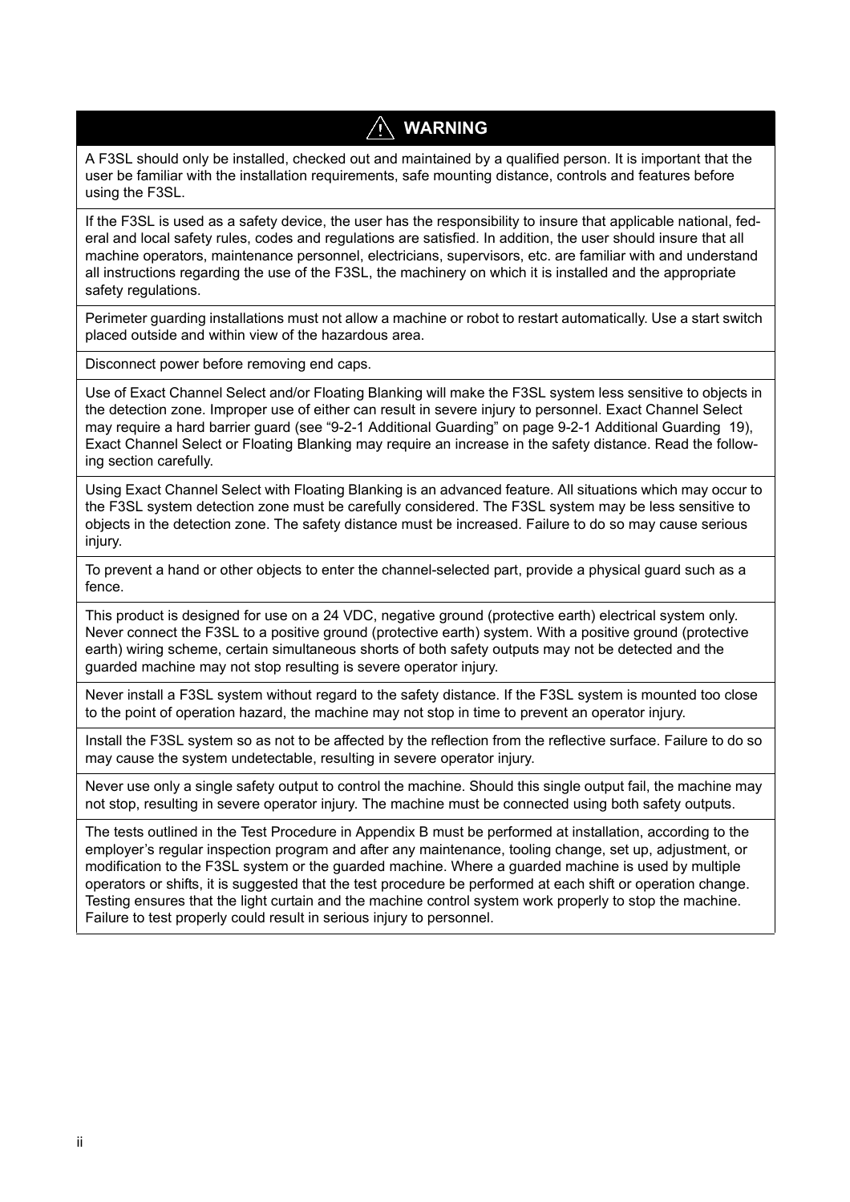## ⚠ WARNING

A F3SL should only be installed, checked out and maintained by a qualified person. It is important that the user be familiar with the installation requirements, safe mounting distance, controls and features before using the F3SL.

If the F3SL is used as a safety device, the user has the responsibility to insure that applicable national, federal and local safety rules, codes and regulations are satisfied. In addition, the user should insure that all machine operators, maintenance personnel, electricians, supervisors, etc. are familiar with and understand all instructions regarding the use of the F3SL, the machinery on which it is installed and the appropriate safety regulations.

Perimeter guarding installations must not allow a machine or robot to restart automatically. Use a start switch placed outside and within view of the hazardous area.

Disconnect power before removing end caps.

Use of Exact Channel Select and/or Floating Blanking will make the F3SL system less sensitive to objects in the detection zone. Improper use of either can result in severe injury to personnel. Exact Channel Select may require a hard barrier guard (see "9-2-1 Additional Guarding" on page 9-2-1 Additional Guarding 19), Exact Channel Select or Floating Blanking may require an increase in the safety distance. Read the following section carefully.

Using Exact Channel Select with Floating Blanking is an advanced feature. All situations which may occur to the F3SL system detection zone must be carefully considered. The F3SL system may be less sensitive to objects in the detection zone. The safety distance must be increased. Failure to do so may cause serious injury.

To prevent a hand or other objects to enter the channel-selected part, provide a physical guard such as a fence.

This product is designed for use on a 24 VDC, negative ground (protective earth) electrical system only. Never connect the F3SL to a positive ground (protective earth) system. With a positive ground (protective earth) wiring scheme, certain simultaneous shorts of both safety outputs may not be detected and the guarded machine may not stop resulting is severe operator injury.

Never install a F3SL system without regard to the safety distance. If the F3SL system is mounted too close to the point of operation hazard, the machine may not stop in time to prevent an operator injury.

Install the F3SL system so as not to be affected by the reflection from the reflective surface. Failure to do so may cause the system undetectable, resulting in severe operator injury.

Never use only a single safety output to control the machine. Should this single output fail, the machine may not stop, resulting in severe operator injury. The machine must be connected using both safety outputs.

The tests outlined in the Test Procedure in Appendix B must be performed at installation, according to the employer's regular inspection program and after any maintenance, tooling change, set up, adjustment, or modification to the F3SL system or the guarded machine. Where a guarded machine is used by multiple operators or shifts, it is suggested that the test procedure be performed at each shift or operation change. Testing ensures that the light curtain and the machine control system work properly to stop the machine. Failure to test properly could result in serious injury to personnel.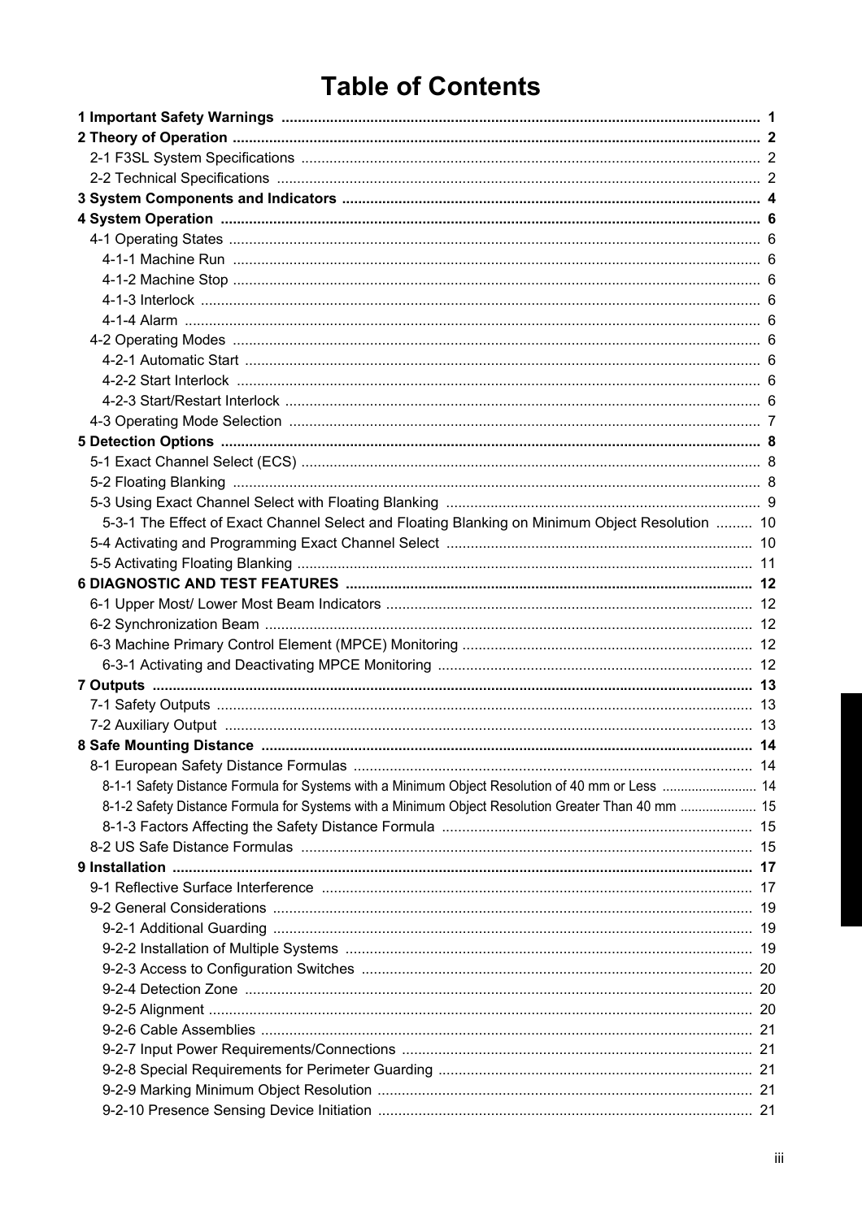# Table of Contents

**1 Important Safety Warnings** .......... **1**

**2 Theory of Operation** .......... **2**

- 2-1 F3SL System Specifications .......... 2
- 2-2 Technical Specifications .......... 2

**3 System Components and Indicators** .......... **4**

**4 System Operation** .......... **6**

- 4-1 Operating States .......... 6
  - 4-1-1 Machine Run .......... 6
  - 4-1-2 Machine Stop .......... 6
  - 4-1-3 Interlock .......... 6
  - 4-1-4 Alarm .......... 6
- 4-2 Operating Modes .......... 6
  - 4-2-1 Automatic Start .......... 6
  - 4-2-2 Start Interlock .......... 6
  - 4-2-3 Start/Restart Interlock .......... 6
- 4-3 Operating Mode Selection .......... 7

**5 Detection Options** .......... **8**

- 5-1 Exact Channel Select (ECS) .......... 8
- 5-2 Floating Blanking .......... 8
- 5-3 Using Exact Channel Select with Floating Blanking .......... 9
  - 5-3-1 The Effect of Exact Channel Select and Floating Blanking on Minimum Object Resolution .......... 10
- 5-4 Activating and Programming Exact Channel Select .......... 10
- 5-5 Activating Floating Blanking .......... 11

**6 DIAGNOSTIC AND TEST FEATURES** .......... **12**

- 6-1 Upper Most/ Lower Most Beam Indicators .......... 12
- 6-2 Synchronization Beam .......... 12
- 6-3 Machine Primary Control Element (MPCE) Monitoring .......... 12
  - 6-3-1 Activating and Deactivating MPCE Monitoring .......... 12

**7 Outputs** .......... **13**

- 7-1 Safety Outputs .......... 13
- 7-2 Auxiliary Output .......... 13

**8 Safe Mounting Distance** .......... **14**

- 8-1 European Safety Distance Formulas .......... 14
  - 8-1-1 Safety Distance Formula for Systems with a Minimum Object Resolution of 40 mm or Less .......... 14
  - 8-1-2 Safety Distance Formula for Systems with a Minimum Object Resolution Greater Than 40 mm .......... 15
  - 8-1-3 Factors Affecting the Safety Distance Formula .......... 15
- 8-2 US Safe Distance Formulas .......... 15

**9 Installation** .......... **17**

- 9-1 Reflective Surface Interference .......... 17
- 9-2 General Considerations .......... 19
  - 9-2-1 Additional Guarding .......... 19
  - 9-2-2 Installation of Multiple Systems .......... 19
  - 9-2-3 Access to Configuration Switches .......... 20
  - 9-2-4 Detection Zone .......... 20
  - 9-2-5 Alignment .......... 20
  - 9-2-6 Cable Assemblies .......... 21
  - 9-2-7 Input Power Requirements/Connections .......... 21
  - 9-2-8 Special Requirements for Perimeter Guarding .......... 21
  - 9-2-9 Marking Minimum Object Resolution .......... 21
  - 9-2-10 Presence Sensing Device Initiation .......... 21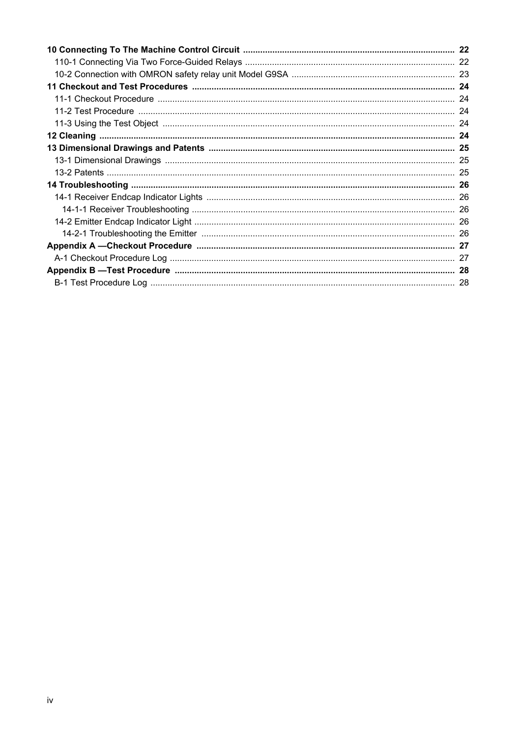**10 Connecting To The Machine Control Circuit** ..................................................................................... **22**

110-1 Connecting Via Two Force-Guided Relays ..................................................................................... 22

10-2 Connection with OMRON safety relay unit Model G9SA .................................................................. 23

**11 Checkout and Test Procedures** ........................................................................................................... **24**

11-1 Checkout Procedure ......................................................................................................................... 24

11-2 Test Procedure ................................................................................................................................. 24

11-3 Using the Test Object ...................................................................................................................... 24

**12 Cleaning** ................................................................................................................................................. **24**

**13 Dimensional Drawings and Patents** .................................................................................................... **25**

13-1 Dimensional Drawings ...................................................................................................................... 25

13-2 Patents ............................................................................................................................................. 25

**14 Troubleshooting** .................................................................................................................................... **26**

14-1 Receiver Endcap Indicator Lights ..................................................................................................... 26

14-1-1 Receiver Troubleshooting ........................................................................................................... 26

14-2 Emitter Endcap Indicator Light .......................................................................................................... 26

14-2-1 Troubleshooting the Emitter ....................................................................................................... 26

**Appendix A —Checkout Procedure** ......................................................................................................... **27**

A-1 Checkout Procedure Log .................................................................................................................... 27

**Appendix B —Test Procedure** .................................................................................................................. **28**

B-1 Test Procedure Log ............................................................................................................................ 28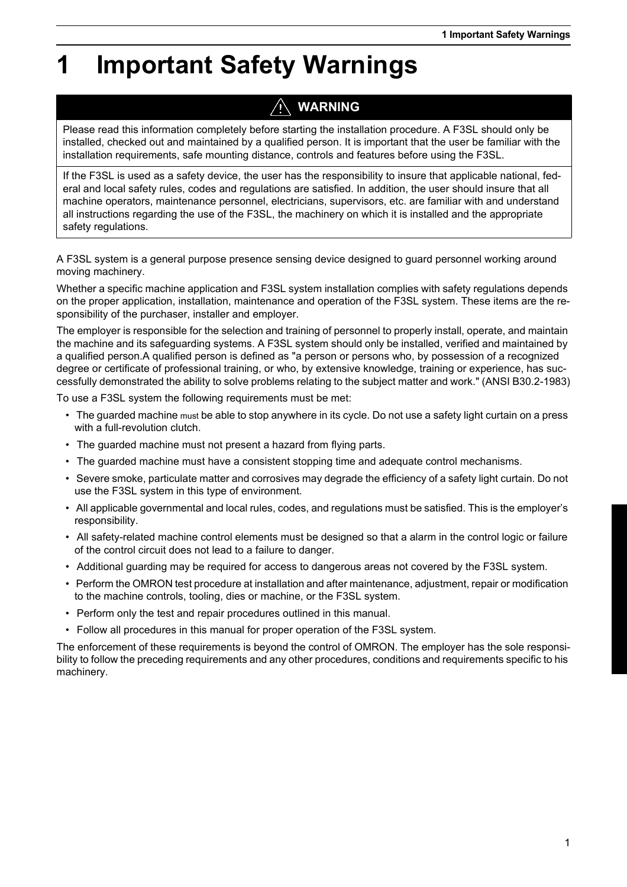# 1 Important Safety Warnings

> **⚠ WARNING**
>
> Please read this information completely before starting the installation procedure. A F3SL should only be installed, checked out and maintained by a qualified person. It is important that the user be familiar with the installation requirements, safe mounting distance, controls and features before using the F3SL.
>
> If the F3SL is used as a safety device, the user has the responsibility to insure that applicable national, federal and local safety rules, codes and regulations are satisfied. In addition, the user should insure that all machine operators, maintenance personnel, electricians, supervisors, etc. are familiar with and understand all instructions regarding the use of the F3SL, the machinery on which it is installed and the appropriate safety regulations.

A F3SL system is a general purpose presence sensing device designed to guard personnel working around moving machinery.

Whether a specific machine application and F3SL system installation complies with safety regulations depends on the proper application, installation, maintenance and operation of the F3SL system. These items are the responsibility of the purchaser, installer and employer.

The employer is responsible for the selection and training of personnel to properly install, operate, and maintain the machine and its safeguarding systems. A F3SL system should only be installed, verified and maintained by a qualified person.A qualified person is defined as "a person or persons who, by possession of a recognized degree or certificate of professional training, or who, by extensive knowledge, training or experience, has successfully demonstrated the ability to solve problems relating to the subject matter and work." (ANSI B30.2-1983)

To use a F3SL system the following requirements must be met:

- The guarded machine must be able to stop anywhere in its cycle. Do not use a safety light curtain on a press with a full-revolution clutch.
- The guarded machine must not present a hazard from flying parts.
- The guarded machine must have a consistent stopping time and adequate control mechanisms.
- Severe smoke, particulate matter and corrosives may degrade the efficiency of a safety light curtain. Do not use the F3SL system in this type of environment.
- All applicable governmental and local rules, codes, and regulations must be satisfied. This is the employer's responsibility.
- All safety-related machine control elements must be designed so that a alarm in the control logic or failure of the control circuit does not lead to a failure to danger.
- Additional guarding may be required for access to dangerous areas not covered by the F3SL system.
- Perform the OMRON test procedure at installation and after maintenance, adjustment, repair or modification to the machine controls, tooling, dies or machine, or the F3SL system.
- Perform only the test and repair procedures outlined in this manual.
- Follow all procedures in this manual for proper operation of the F3SL system.

The enforcement of these requirements is beyond the control of OMRON. The employer has the sole responsibility to follow the preceding requirements and any other procedures, conditions and requirements specific to his machinery.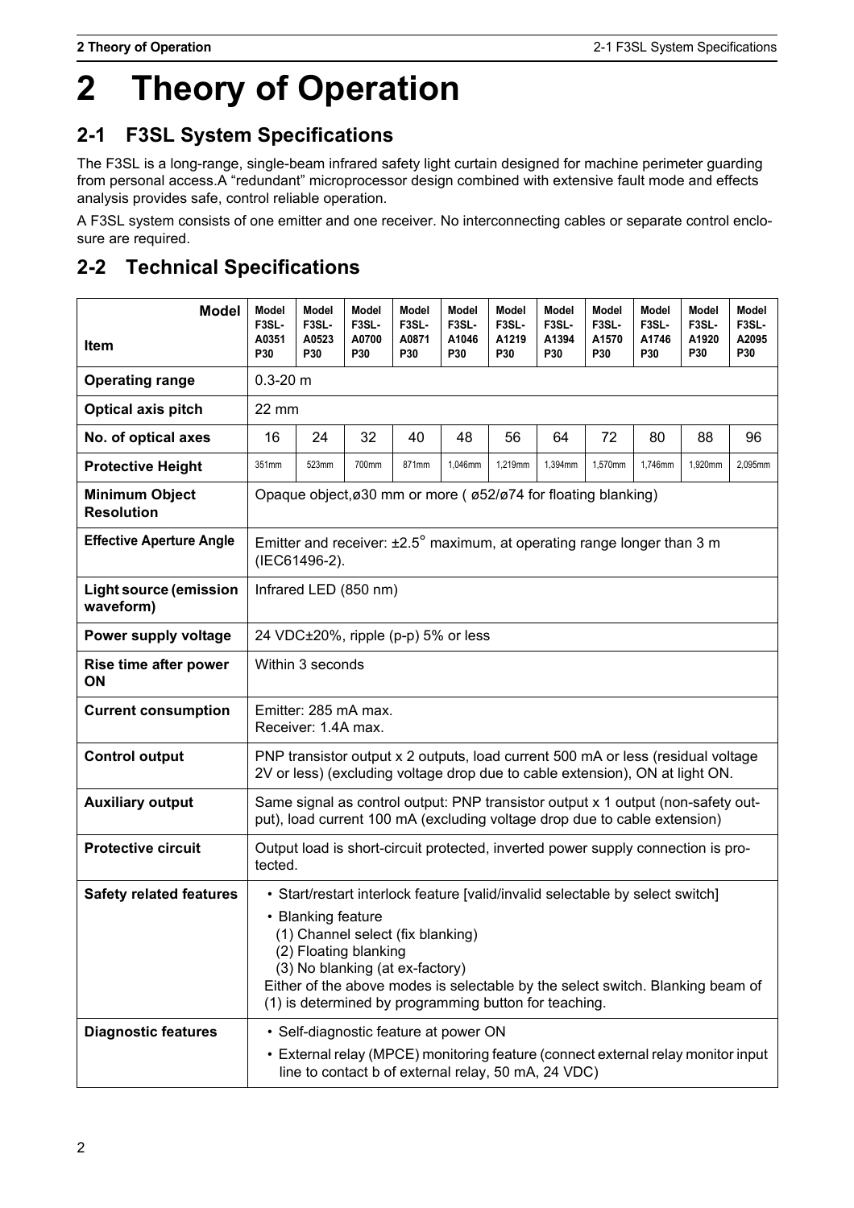// Not sure about header; include chapter heading as document content.
# 2 Theory of Operation

## 2-1 F3SL System Specifications

The F3SL is a long-range, single-beam infrared safety light curtain designed for machine perimeter guarding from personal access.A "redundant" microprocessor design combined with extensive fault mode and effects analysis provides safe, control reliable operation.

A F3SL system consists of one emitter and one receiver. No interconnecting cables or separate control enclosure are required.

## 2-2 Technical Specifications

| Item \ Model | Model F3SL-A0351 P30 | Model F3SL-A0523 P30 | Model F3SL-A0700 P30 | Model F3SL-A0871 P30 | Model F3SL-A1046 P30 | Model F3SL-A1219 P30 | Model F3SL-A1394 P30 | Model F3SL-A1570 P30 | Model F3SL-A1746 P30 | Model F3SL-A1920 P30 | Model F3SL-A2095 P30 |
|---|---|---|---|---|---|---|---|---|---|---|---|
| **Operating range** | 0.3-20 m | | | | | | | | | | |
| **Optical axis pitch** | 22 mm | | | | | | | | | | |
| **No. of optical axes** | 16 | 24 | 32 | 40 | 48 | 56 | 64 | 72 | 80 | 88 | 96 |
| **Protective Height** | 351mm | 523mm | 700mm | 871mm | 1,046mm | 1,219mm | 1,394mm | 1,570mm | 1,746mm | 1,920mm | 2,095mm |
| **Minimum Object Resolution** | Opaque object,ø30 mm or more ( ø52/ø74 for floating blanking) | | | | | | | | | | |
| **Effective Aperture Angle** | Emitter and receiver: ±2.5° maximum, at operating range longer than 3 m (IEC61496-2). | | | | | | | | | | |
| **Light source (emission waveform)** | Infrared LED (850 nm) | | | | | | | | | | |
| **Power supply voltage** | 24 VDC±20%, ripple (p-p) 5% or less | | | | | | | | | | |
| **Rise time after power ON** | Within 3 seconds | | | | | | | | | | |
| **Current consumption** | Emitter: 285 mA max.<br>Receiver: 1.4A max. | | | | | | | | | | |
| **Control output** | PNP transistor output x 2 outputs, load current 500 mA or less (residual voltage 2V or less) (excluding voltage drop due to cable extension), ON at light ON. | | | | | | | | | | |
| **Auxiliary output** | Same signal as control output: PNP transistor output x 1 output (non-safety output), load current 100 mA (excluding voltage drop due to cable extension) | | | | | | | | | | |
| **Protective circuit** | Output load is short-circuit protected, inverted power supply connection is protected. | | | | | | | | | | |
| **Safety related features** | • Start/restart interlock feature [valid/invalid selectable by select switch]<br>• Blanking feature<br>(1) Channel select (fix blanking)<br>(2) Floating blanking<br>(3) No blanking (at ex-factory)<br>Either of the above modes is selectable by the select switch. Blanking beam of (1) is determined by programming button for teaching. | | | | | | | | | | |
| **Diagnostic features** | • Self-diagnostic feature at power ON<br>• External relay (MPCE) monitoring feature (connect external relay monitor input line to contact b of external relay, 50 mA, 24 VDC) | | | | | | | | | | |

# 2 Theory of Operation

## 2-1 F3SL System Specifications

The F3SL is a long-range, single-beam infrared safety light curtain designed for machine perimeter guarding from personal access.A "redundant" microprocessor design combined with extensive fault mode and effects analysis provides safe, control reliable operation.

A F3SL system consists of one emitter and one receiver. No interconnecting cables or separate control enclosure are required.

## 2-2 Technical Specifications

| Item \ Model | Model F3SL-A0351 P30 | Model F3SL-A0523 P30 | Model F3SL-A0700 P30 | Model F3SL-A0871 P30 | Model F3SL-A1046 P30 | Model F3SL-A1219 P30 | Model F3SL-A1394 P30 | Model F3SL-A1570 P30 | Model F3SL-A1746 P30 | Model F3SL-A1920 P30 | Model F3SL-A2095 P30 |
|---|---|---|---|---|---|---|---|---|---|---|---|
| **Operating range** | 0.3-20 m | | | | | | | | | | |
| **Optical axis pitch** | 22 mm | | | | | | | | | | |
| **No. of optical axes** | 16 | 24 | 32 | 40 | 48 | 56 | 64 | 72 | 80 | 88 | 96 |
| **Protective Height** | 351mm | 523mm | 700mm | 871mm | 1,046mm | 1,219mm | 1,394mm | 1,570mm | 1,746mm | 1,920mm | 2,095mm |
| **Minimum Object Resolution** | Opaque object,ø30 mm or more ( ø52/ø74 for floating blanking) | | | | | | | | | | |
| **Effective Aperture Angle** | Emitter and receiver: ±2.5° maximum, at operating range longer than 3 m (IEC61496-2). | | | | | | | | | | |
| **Light source (emission waveform)** | Infrared LED (850 nm) | | | | | | | | | | |
| **Power supply voltage** | 24 VDC±20%, ripple (p-p) 5% or less | | | | | | | | | | |
| **Rise time after power ON** | Within 3 seconds | | | | | | | | | | |
| **Current consumption** | Emitter: 285 mA max.<br>Receiver: 1.4A max. | | | | | | | | | | |
| **Control output** | PNP transistor output x 2 outputs, load current 500 mA or less (residual voltage 2V or less) (excluding voltage drop due to cable extension), ON at light ON. | | | | | | | | | | |
| **Auxiliary output** | Same signal as control output: PNP transistor output x 1 output (non-safety output), load current 100 mA (excluding voltage drop due to cable extension) | | | | | | | | | | |
| **Protective circuit** | Output load is short-circuit protected, inverted power supply connection is protected. | | | | | | | | | | |
| **Safety related features** | • Start/restart interlock feature [valid/invalid selectable by select switch]<br>• Blanking feature<br>(1) Channel select (fix blanking)<br>(2) Floating blanking<br>(3) No blanking (at ex-factory)<br>Either of the above modes is selectable by the select switch. Blanking beam of (1) is determined by programming button for teaching. | | | | | | | | | | |
| **Diagnostic features** | • Self-diagnostic feature at power ON<br>• External relay (MPCE) monitoring feature (connect external relay monitor input line to contact b of external relay, 50 mA, 24 VDC) | | | | | | | | | | |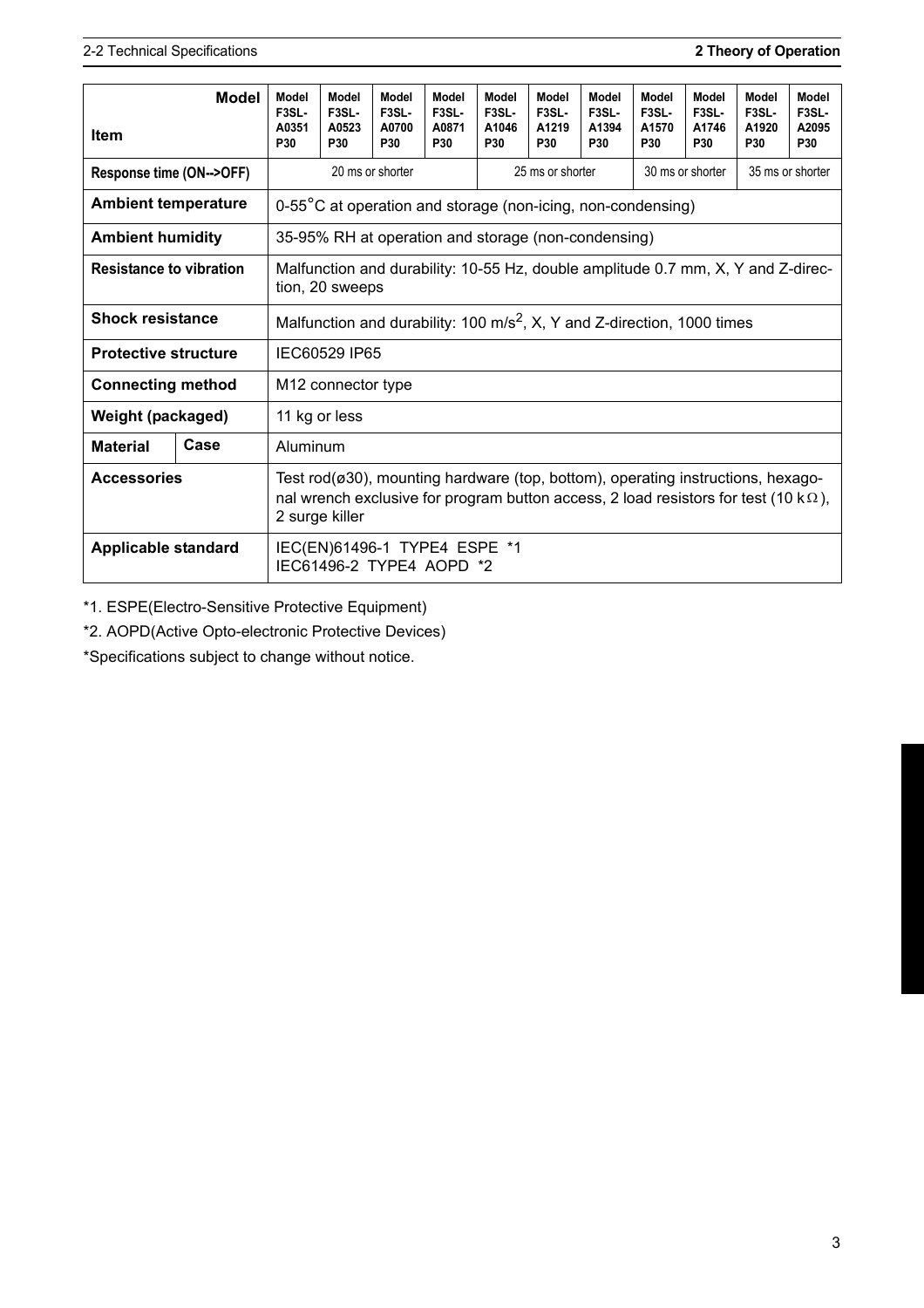| Item \ Model | Model F3SL-A0351 P30 | Model F3SL-A0523 P30 | Model F3SL-A0700 P30 | Model F3SL-A0871 P30 | Model F3SL-A1046 P30 | Model F3SL-A1219 P30 | Model F3SL-A1394 P30 | Model F3SL-A1570 P30 | Model F3SL-A1746 P30 | Model F3SL-A1920 P30 | Model F3SL-A2095 P30 |
|---|---|---|---|---|---|---|---|---|---|---|---|
| Response time (ON-->OFF) | 20 ms or shorter | | | | 25 ms or shorter | | | 30 ms or shorter | | 35 ms or shorter | |
| Ambient temperature | 0-55°C at operation and storage (non-icing, non-condensing) | | | | | | | | | | |
| Ambient humidity | 35-95% RH at operation and storage (non-condensing) | | | | | | | | | | |
| Resistance to vibration | Malfunction and durability: 10-55 Hz, double amplitude 0.7 mm, X, Y and Z-direction, 20 sweeps | | | | | | | | | | |
| Shock resistance | Malfunction and durability: 100 $m/s^2$, X, Y and Z-direction, 1000 times | | | | | | | | | | |
| Protective structure | IEC60529 IP65 | | | | | | | | | | |
| Connecting method | M12 connector type | | | | | | | | | | |
| Weight (packaged) | 11 kg or less | | | | | | | | | | |
| Material — Case | Aluminum | | | | | | | | | | |
| Accessories | Test rod(ø30), mounting hardware (top, bottom), operating instructions, hexagonal wrench exclusive for program button access, 2 load resistors for test (10 kΩ), 2 surge killer | | | | | | | | | | |
| Applicable standard | IEC(EN)61496-1 TYPE4 ESPE *1<br>IEC61496-2 TYPE4 AOPD *2 | | | | | | | | | | |

*1. ESPE(Electro-Sensitive Protective Equipment)

*2. AOPD(Active Opto-electronic Protective Devices)

*Specifications subject to change without notice.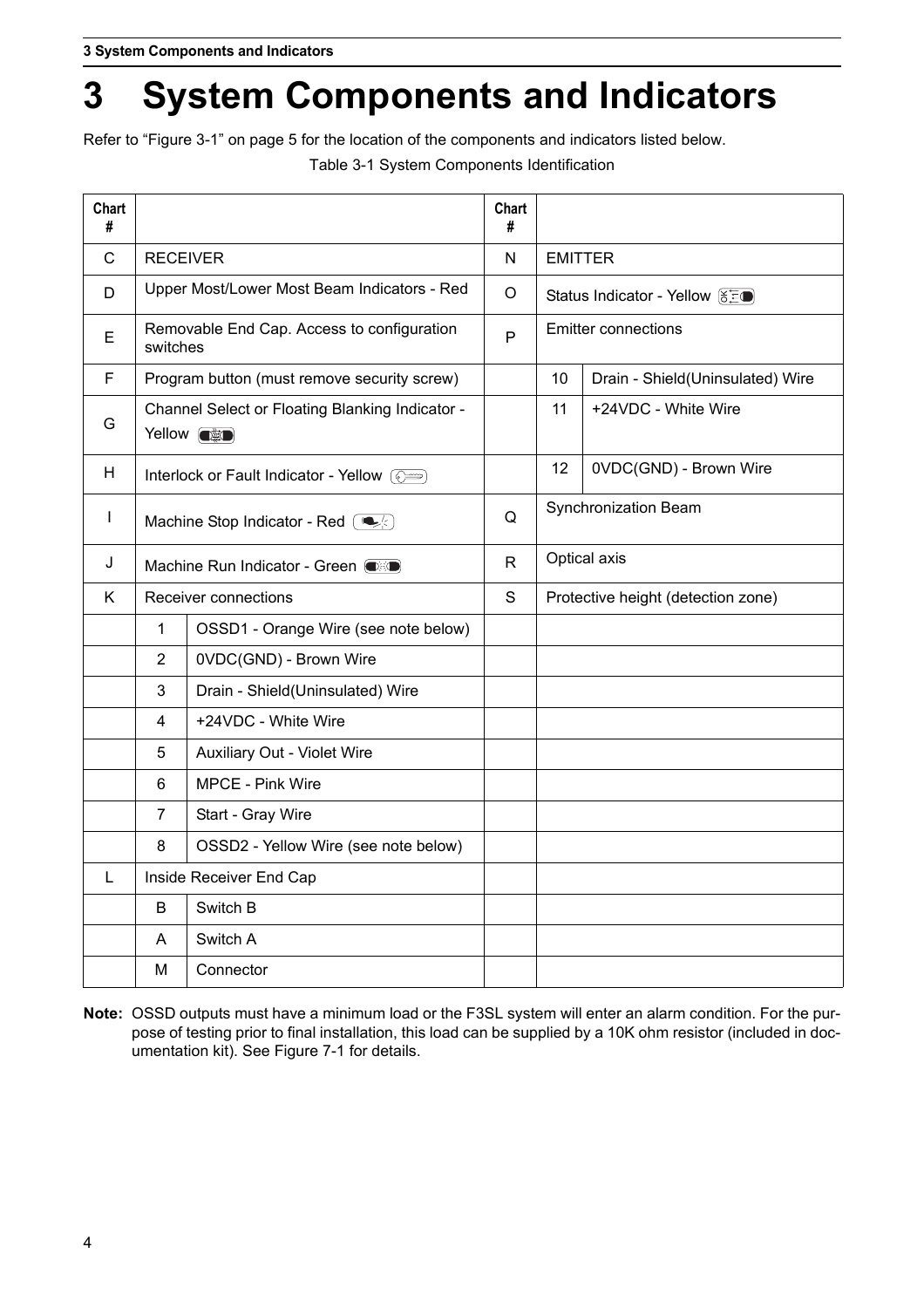# 3 System Components and Indicators

Refer to “Figure 3-1” on page 5 for the location of the components and indicators listed below.

Table 3-1 System Components Identification

| Chart # | | | Chart # | | |
|---|---|---|---|---|---|
| C | RECEIVER | | N | EMITTER | |
| D | Upper Most/Lower Most Beam Indicators - Red | | O | Status Indicator - Yellow | |
| E | Removable End Cap. Access to configuration switches | | P | Emitter connections | |
| F | Program button (must remove security screw) | | | 10 | Drain - Shield(Uninsulated) Wire |
| G | Channel Select or Floating Blanking Indicator - Yellow | | | 11 | +24VDC - White Wire |
| H | Interlock or Fault Indicator - Yellow | | | 12 | 0VDC(GND) - Brown Wire |
| I | Machine Stop Indicator - Red | | Q | Synchronization Beam | |
| J | Machine Run Indicator - Green | | R | Optical axis | |
| K | Receiver connections | | S | Protective height (detection zone) | |
| | 1 | OSSD1 - Orange Wire (see note below) | | | |
| | 2 | 0VDC(GND) - Brown Wire | | | |
| | 3 | Drain - Shield(Uninsulated) Wire | | | |
| | 4 | +24VDC - White Wire | | | |
| | 5 | Auxiliary Out - Violet Wire | | | |
| | 6 | MPCE - Pink Wire | | | |
| | 7 | Start - Gray Wire | | | |
| | 8 | OSSD2 - Yellow Wire (see note below) | | | |
| L | Inside Receiver End Cap | | | | |
| | B | Switch B | | | |
| | A | Switch A | | | |
| | M | Connector | | | |

**Note:** OSSD outputs must have a minimum load or the F3SL system will enter an alarm condition. For the purpose of testing prior to final installation, this load can be supplied by a 10K ohm resistor (included in documentation kit). See Figure 7-1 for details.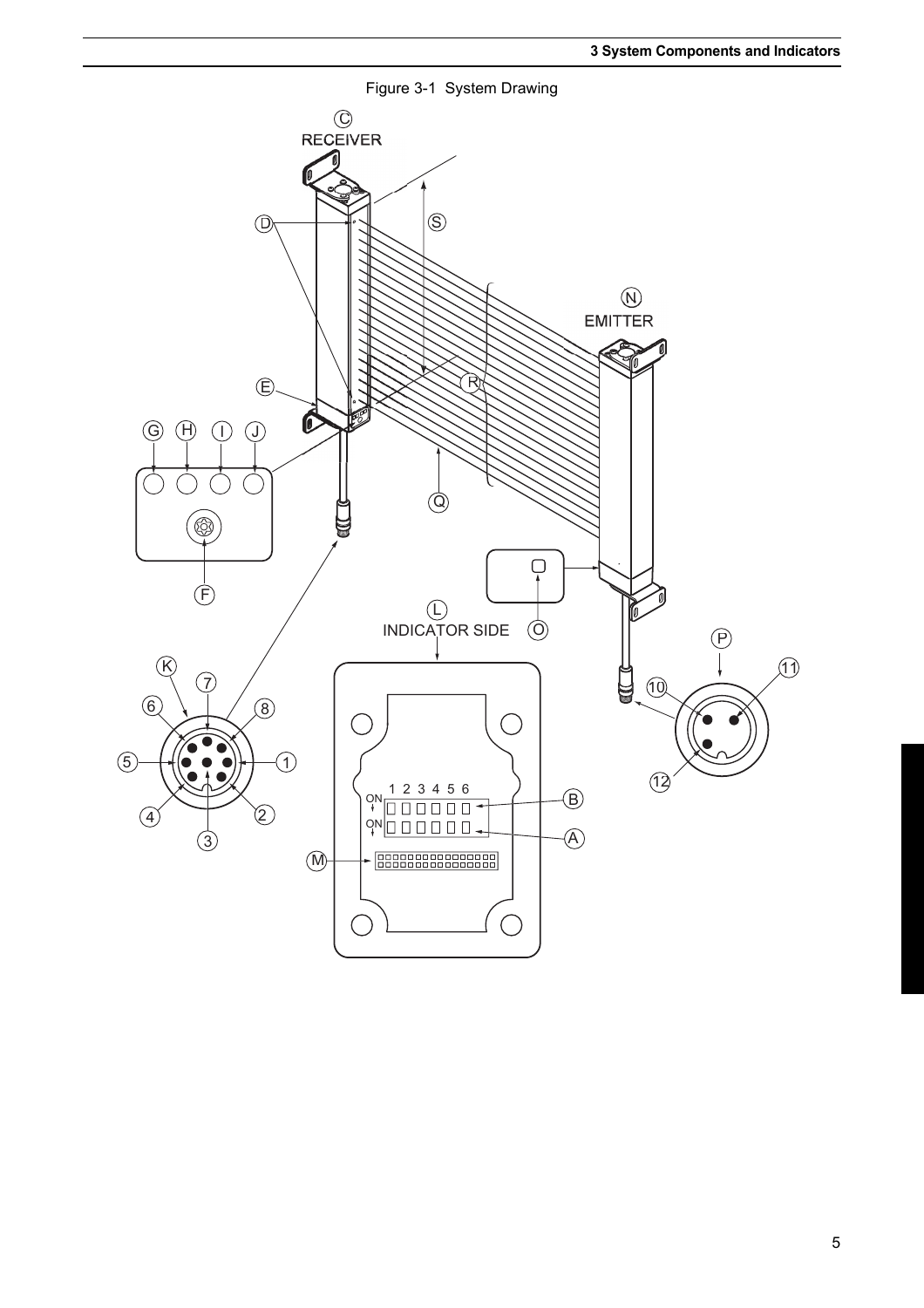Figure 3-1 System Drawing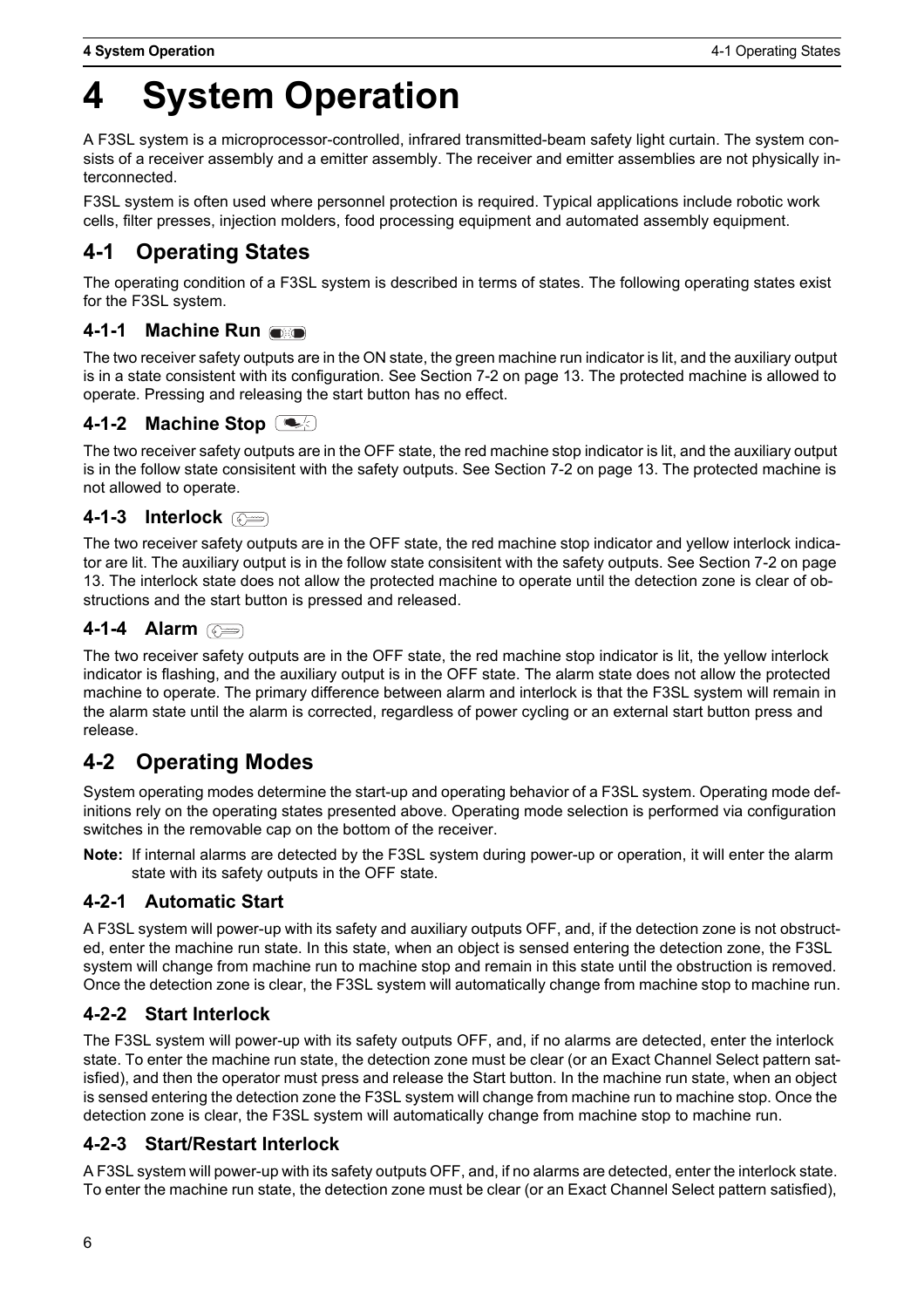# 4 System Operation

A F3SL system is a microprocessor-controlled, infrared transmitted-beam safety light curtain. The system consists of a receiver assembly and a emitter assembly. The receiver and emitter assemblies are not physically interconnected.

F3SL system is often used where personnel protection is required. Typical applications include robotic work cells, filter presses, injection molders, food processing equipment and automated assembly equipment.

## 4-1 Operating States

The operating condition of a F3SL system is described in terms of states. The following operating states exist for the F3SL system.

### 4-1-1 Machine Run

The two receiver safety outputs are in the ON state, the green machine run indicator is lit, and the auxiliary output is in a state consistent with its configuration. See Section 7-2 on page 13. The protected machine is allowed to operate. Pressing and releasing the start button has no effect.

### 4-1-2 Machine Stop

The two receiver safety outputs are in the OFF state, the red machine stop indicator is lit, and the auxiliary output is in the follow state consisitent with the safety outputs. See Section 7-2 on page 13. The protected machine is not allowed to operate.

### 4-1-3 Interlock

The two receiver safety outputs are in the OFF state, the red machine stop indicator and yellow interlock indicator are lit. The auxiliary output is in the follow state consisitent with the safety outputs. See Section 7-2 on page 13. The interlock state does not allow the protected machine to operate until the detection zone is clear of obstructions and the start button is pressed and released.

### 4-1-4 Alarm

The two receiver safety outputs are in the OFF state, the red machine stop indicator is lit, the yellow interlock indicator is flashing, and the auxiliary output is in the OFF state. The alarm state does not allow the protected machine to operate. The primary difference between alarm and interlock is that the F3SL system will remain in the alarm state until the alarm is corrected, regardless of power cycling or an external start button press and release.

## 4-2 Operating Modes

System operating modes determine the start-up and operating behavior of a F3SL system. Operating mode definitions rely on the operating states presented above. Operating mode selection is performed via configuration switches in the removable cap on the bottom of the receiver.

**Note:** If internal alarms are detected by the F3SL system during power-up or operation, it will enter the alarm state with its safety outputs in the OFF state.

### 4-2-1 Automatic Start

A F3SL system will power-up with its safety and auxiliary outputs OFF, and, if the detection zone is not obstructed, enter the machine run state. In this state, when an object is sensed entering the detection zone, the F3SL system will change from machine run to machine stop and remain in this state until the obstruction is removed. Once the detection zone is clear, the F3SL system will automatically change from machine stop to machine run.

### 4-2-2 Start Interlock

The F3SL system will power-up with its safety outputs OFF, and, if no alarms are detected, enter the interlock state. To enter the machine run state, the detection zone must be clear (or an Exact Channel Select pattern satisfied), and then the operator must press and release the Start button. In the machine run state, when an object is sensed entering the detection zone the F3SL system will change from machine run to machine stop. Once the detection zone is clear, the F3SL system will automatically change from machine stop to machine run.

### 4-2-3 Start/Restart Interlock

A F3SL system will power-up with its safety outputs OFF, and, if no alarms are detected, enter the interlock state. To enter the machine run state, the detection zone must be clear (or an Exact Channel Select pattern satisfied),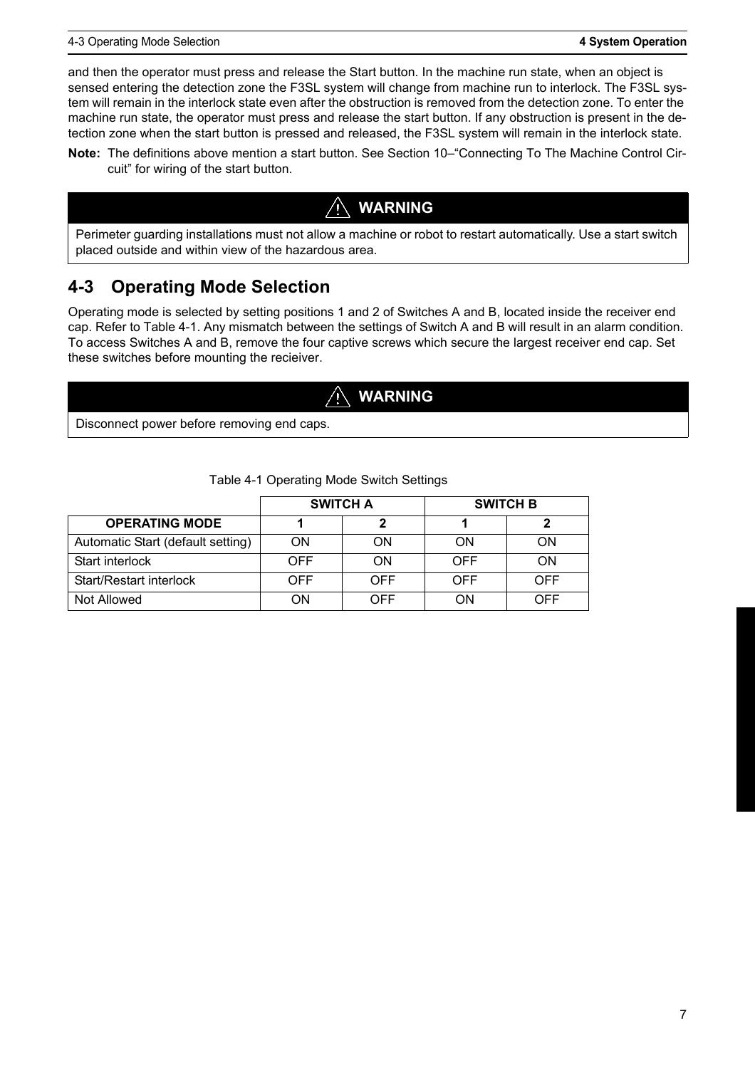and then the operator must press and release the Start button. In the machine run state, when an object is sensed entering the detection zone the F3SL system will change from machine run to interlock. The F3SL system will remain in the interlock state even after the obstruction is removed from the detection zone. To enter the machine run state, the operator must press and release the start button. If any obstruction is present in the detection zone when the start button is pressed and released, the F3SL system will remain in the interlock state.

**Note:** The definitions above mention a start button. See Section 10–"Connecting To The Machine Control Circuit" for wiring of the start button.

> **⚠ WARNING**
>
> Perimeter guarding installations must not allow a machine or robot to restart automatically. Use a start switch placed outside and within view of the hazardous area.

## 4-3 Operating Mode Selection

Operating mode is selected by setting positions 1 and 2 of Switches A and B, located inside the receiver end cap. Refer to Table 4-1. Any mismatch between the settings of Switch A and B will result in an alarm condition. To access Switches A and B, remove the four captive screws which secure the largest receiver end cap. Set these switches before mounting the recieiver.

> **⚠ WARNING**
>
> Disconnect power before removing end caps.

Table 4-1 Operating Mode Switch Settings

| | SWITCH A | | SWITCH B | |
|---|---|---|---|---|
| **OPERATING MODE** | **1** | **2** | **1** | **2** |
| Automatic Start (default setting) | ON | ON | ON | ON |
| Start interlock | OFF | ON | OFF | ON |
| Start/Restart interlock | OFF | OFF | OFF | OFF |
| Not Allowed | ON | OFF | ON | OFF |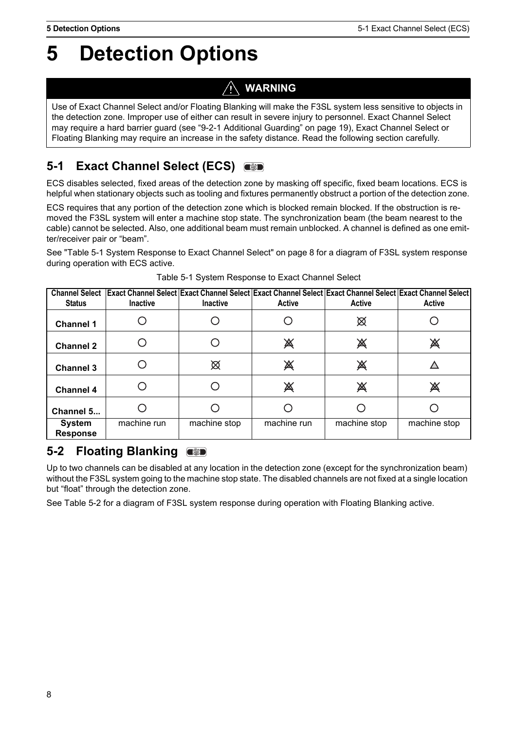# 5 Detection Options

> ⚠ **WARNING**
>
> Use of Exact Channel Select and/or Floating Blanking will make the F3SL system less sensitive to objects in the detection zone. Improper use of either can result in severe injury to personnel. Exact Channel Select may require a hard barrier guard (see “9-2-1 Additional Guarding” on page 19), Exact Channel Select or Floating Blanking may require an increase in the safety distance. Read the following section carefully.

## 5-1 Exact Channel Select (ECS)

ECS disables selected, fixed areas of the detection zone by masking off specific, fixed beam locations. ECS is helpful when stationary objects such as tooling and fixtures permanently obstruct a portion of the detection zone.

ECS requires that any portion of the detection zone which is blocked remain blocked. If the obstruction is removed the F3SL system will enter a machine stop state. The synchronization beam (the beam nearest to the cable) cannot be selected. Also, one additional beam must remain unblocked. A channel is defined as one emitter/receiver pair or “beam”.

See "Table 5-1 System Response to Exact Channel Select" on page 8 for a diagram of F3SL system response during operation with ECS active.

Table 5-1 System Response to Exact Channel Select

| Channel Select Status | Exact Channel Select Inactive | Exact Channel Select Inactive | Exact Channel Select Active | Exact Channel Select Active | Exact Channel Select Active |
|---|---|---|---|---|---|
| **Channel 1** | ○ | ○ | ○ | ⦻ | ○ |
| **Channel 2** | ○ | ○ | ⨂ | ⨂ | ⨂ |
| **Channel 3** | ○ | ⦻ | ⨂ | ⨂ | △ |
| **Channel 4** | ○ | ○ | ⨂ | ⨂ | ⨂ |
| **Channel 5...** | ○ | ○ | ○ | ○ | ○ |
| **System Response** | machine run | machine stop | machine run | machine stop | machine stop |

## 5-2 Floating Blanking

Up to two channels can be disabled at any location in the detection zone (except for the synchronization beam) without the F3SL system going to the machine stop state. The disabled channels are not fixed at a single location but “float” through the detection zone.

See Table 5-2 for a diagram of F3SL system response during operation with Floating Blanking active.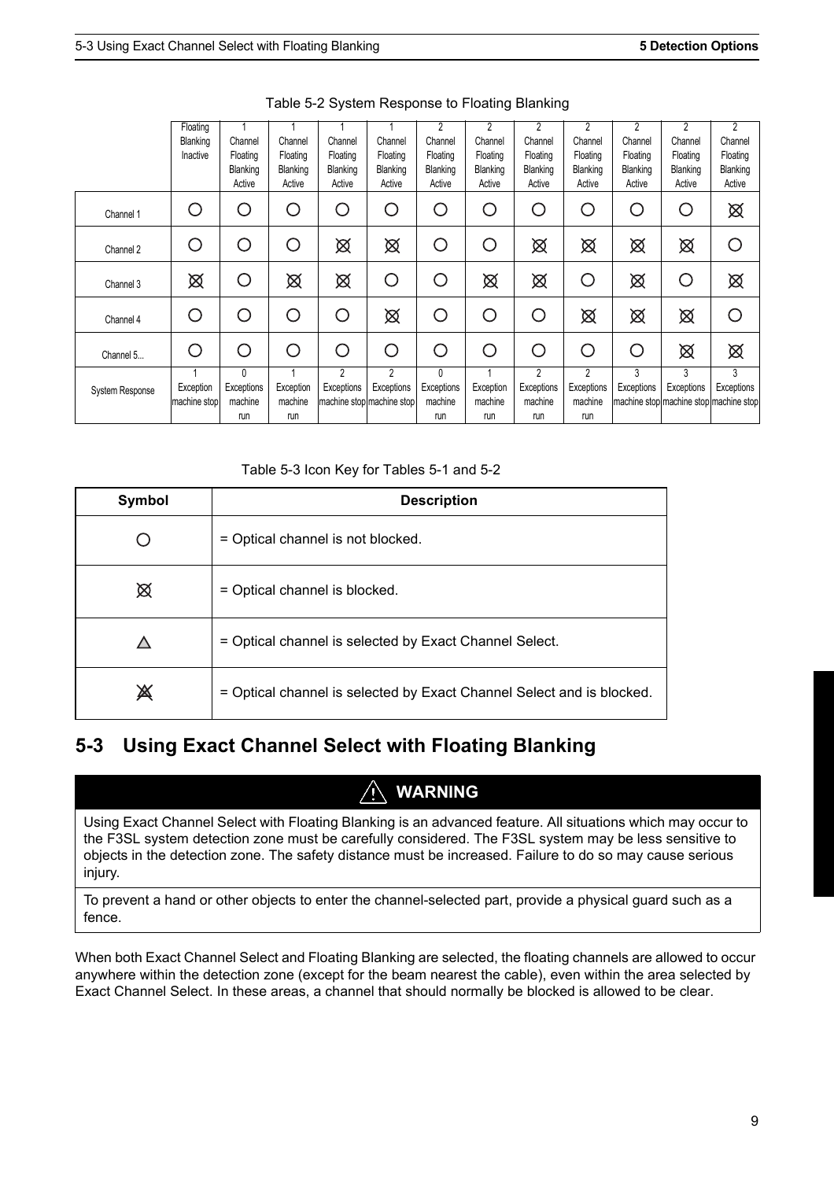Table 5-2 System Response to Floating Blanking

| | Floating Blanking Inactive | 1 Channel Floating Blanking Active | 1 Channel Floating Blanking Active | 1 Channel Floating Blanking Active | 1 Channel Floating Blanking Active | 2 Channel Floating Blanking Active | 2 Channel Floating Blanking Active | 2 Channel Floating Blanking Active | 2 Channel Floating Blanking Active | 2 Channel Floating Blanking Active | 2 Channel Floating Blanking Active | 2 Channel Floating Blanking Active |
|---|---|---|---|---|---|---|---|---|---|---|---|---|
| Channel 1 | ○ | ○ | ○ | ○ | ○ | ○ | ○ | ○ | ○ | ○ | ○ | ⊠ |
| Channel 2 | ○ | ○ | ○ | ⊠ | ⊠ | ○ | ○ | ⊠ | ⊠ | ⊠ | ⊠ | ○ |
| Channel 3 | ⊠ | ○ | ⊠ | ⊠ | ○ | ○ | ⊠ | ⊠ | ○ | ⊠ | ○ | ⊠ |
| Channel 4 | ○ | ○ | ○ | ○ | ⊠ | ○ | ○ | ○ | ⊠ | ⊠ | ⊠ | ○ |
| Channel 5... | ○ | ○ | ○ | ○ | ○ | ○ | ○ | ○ | ○ | ○ | ⊠ | ⊠ |
| System Response | 1 Exception machine stop | 0 Exceptions machine run | 1 Exception machine run | 2 Exceptions machine stop | 2 Exceptions machine stop | 0 Exceptions machine run | 1 Exception machine run | 2 Exceptions machine run | 2 Exceptions machine run | 3 Exceptions machine stop | 3 Exceptions machine stop | 3 Exceptions machine stop |

Table 5-3 Icon Key for Tables 5-1 and 5-2

| Symbol | Description |
|---|---|
| ○ | = Optical channel is not blocked. |
| ⊠ | = Optical channel is blocked. |
| △ | = Optical channel is selected by Exact Channel Select. |
| ⊠̸ (triangle with X) | = Optical channel is selected by Exact Channel Select and is blocked. |

## 5-3 Using Exact Channel Select with Floating Blanking

**⚠ WARNING**

Using Exact Channel Select with Floating Blanking is an advanced feature. All situations which may occur to the F3SL system detection zone must be carefully considered. The F3SL system may be less sensitive to objects in the detection zone. The safety distance must be increased. Failure to do so may cause serious injury.

To prevent a hand or other objects to enter the channel-selected part, provide a physical guard such as a fence.

When both Exact Channel Select and Floating Blanking are selected, the floating channels are allowed to occur anywhere within the detection zone (except for the beam nearest the cable), even within the area selected by Exact Channel Select. In these areas, a channel that should normally be blocked is allowed to be clear.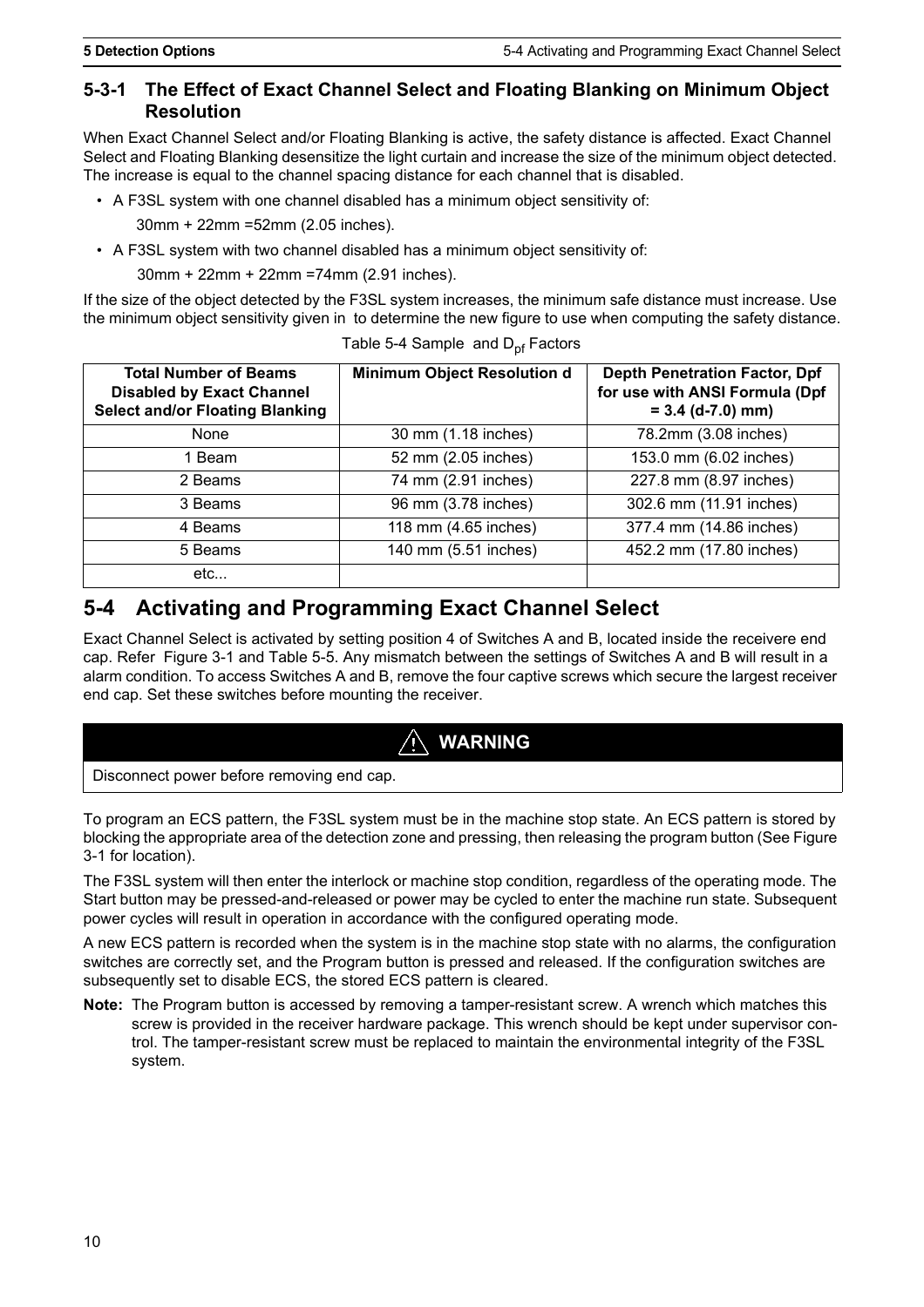### 5-3-1 The Effect of Exact Channel Select and Floating Blanking on Minimum Object Resolution

When Exact Channel Select and/or Floating Blanking is active, the safety distance is affected. Exact Channel Select and Floating Blanking desensitize the light curtain and increase the size of the minimum object detected. The increase is equal to the channel spacing distance for each channel that is disabled.

- A F3SL system with one channel disabled has a minimum object sensitivity of:

  30mm + 22mm =52mm (2.05 inches).

- A F3SL system with two channel disabled has a minimum object sensitivity of:

  30mm + 22mm + 22mm =74mm (2.91 inches).

If the size of the object detected by the F3SL system increases, the minimum safe distance must increase. Use the minimum object sensitivity given in  to determine the new figure to use when computing the safety distance.

Table 5-4 Sample  and $D_{pf}$ Factors

| Total Number of Beams Disabled by Exact Channel Select and/or Floating Blanking | Minimum Object Resolution d | Depth Penetration Factor, Dpf for use with ANSI Formula (Dpf = 3.4 (d-7.0) mm) |
|---|---|---|
| None | 30 mm (1.18 inches) | 78.2mm (3.08 inches) |
| 1 Beam | 52 mm (2.05 inches) | 153.0 mm (6.02 inches) |
| 2 Beams | 74 mm (2.91 inches) | 227.8 mm (8.97 inches) |
| 3 Beams | 96 mm (3.78 inches) | 302.6 mm (11.91 inches) |
| 4 Beams | 118 mm (4.65 inches) | 377.4 mm (14.86 inches) |
| 5 Beams | 140 mm (5.51 inches) | 452.2 mm (17.80 inches) |
| etc... | | |

## 5-4 Activating and Programming Exact Channel Select

Exact Channel Select is activated by setting position 4 of Switches A and B, located inside the receivere end cap. Refer  Figure 3-1 and Table 5-5. Any mismatch between the settings of Switches A and B will result in a alarm condition. To access Switches A and B, remove the four captive screws which secure the largest receiver end cap. Set these switches before mounting the receiver.

> **⚠ WARNING**
>
> Disconnect power before removing end cap.

To program an ECS pattern, the F3SL system must be in the machine stop state. An ECS pattern is stored by blocking the appropriate area of the detection zone and pressing, then releasing the program button (See Figure 3-1 for location).

The F3SL system will then enter the interlock or machine stop condition, regardless of the operating mode. The Start button may be pressed-and-released or power may be cycled to enter the machine run state. Subsequent power cycles will result in operation in accordance with the configured operating mode.

A new ECS pattern is recorded when the system is in the machine stop state with no alarms, the configuration switches are correctly set, and the Program button is pressed and released. If the configuration switches are subsequently set to disable ECS, the stored ECS pattern is cleared.

**Note:** The Program button is accessed by removing a tamper-resistant screw. A wrench which matches this screw is provided in the receiver hardware package. This wrench should be kept under supervisor control. The tamper-resistant screw must be replaced to maintain the environmental integrity of the F3SL system.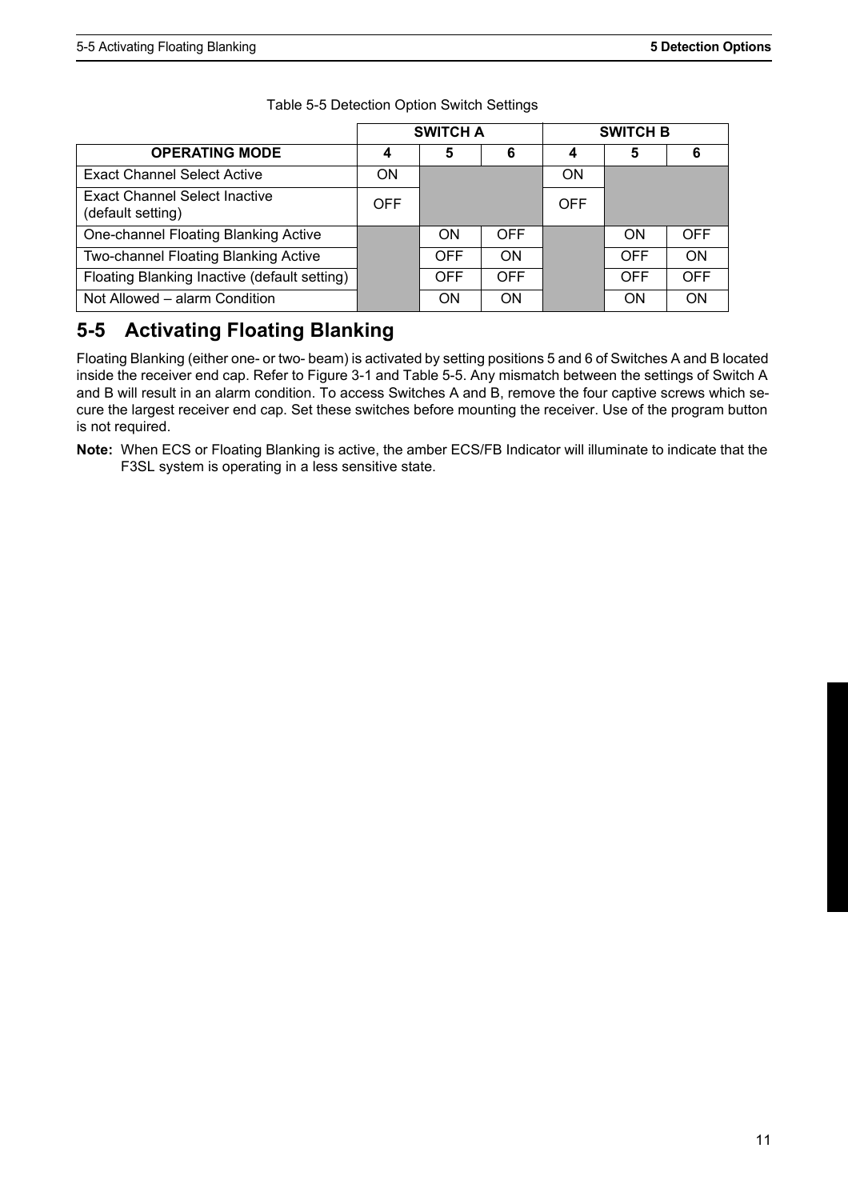Table 5-5 Detection Option Switch Settings

| | SWITCH A | | | SWITCH B | | |
|---|---|---|---|---|---|---|
| **OPERATING MODE** | **4** | **5** | **6** | **4** | **5** | **6** |
| Exact Channel Select Active | ON | | | ON | | |
| Exact Channel Select Inactive (default setting) | OFF | | | OFF | | |
| One-channel Floating Blanking Active | | ON | OFF | | ON | OFF |
| Two-channel Floating Blanking Active | | OFF | ON | | OFF | ON |
| Floating Blanking Inactive (default setting) | | OFF | OFF | | OFF | OFF |
| Not Allowed – alarm Condition | | ON | ON | | ON | ON |

## 5-5 Activating Floating Blanking

Floating Blanking (either one- or two- beam) is activated by setting positions 5 and 6 of Switches A and B located inside the receiver end cap. Refer to Figure 3-1 and Table 5-5. Any mismatch between the settings of Switch A and B will result in an alarm condition. To access Switches A and B, remove the four captive screws which secure the largest receiver end cap. Set these switches before mounting the receiver. Use of the program button is not required.

**Note:** When ECS or Floating Blanking is active, the amber ECS/FB Indicator will illuminate to indicate that the F3SL system is operating in a less sensitive state.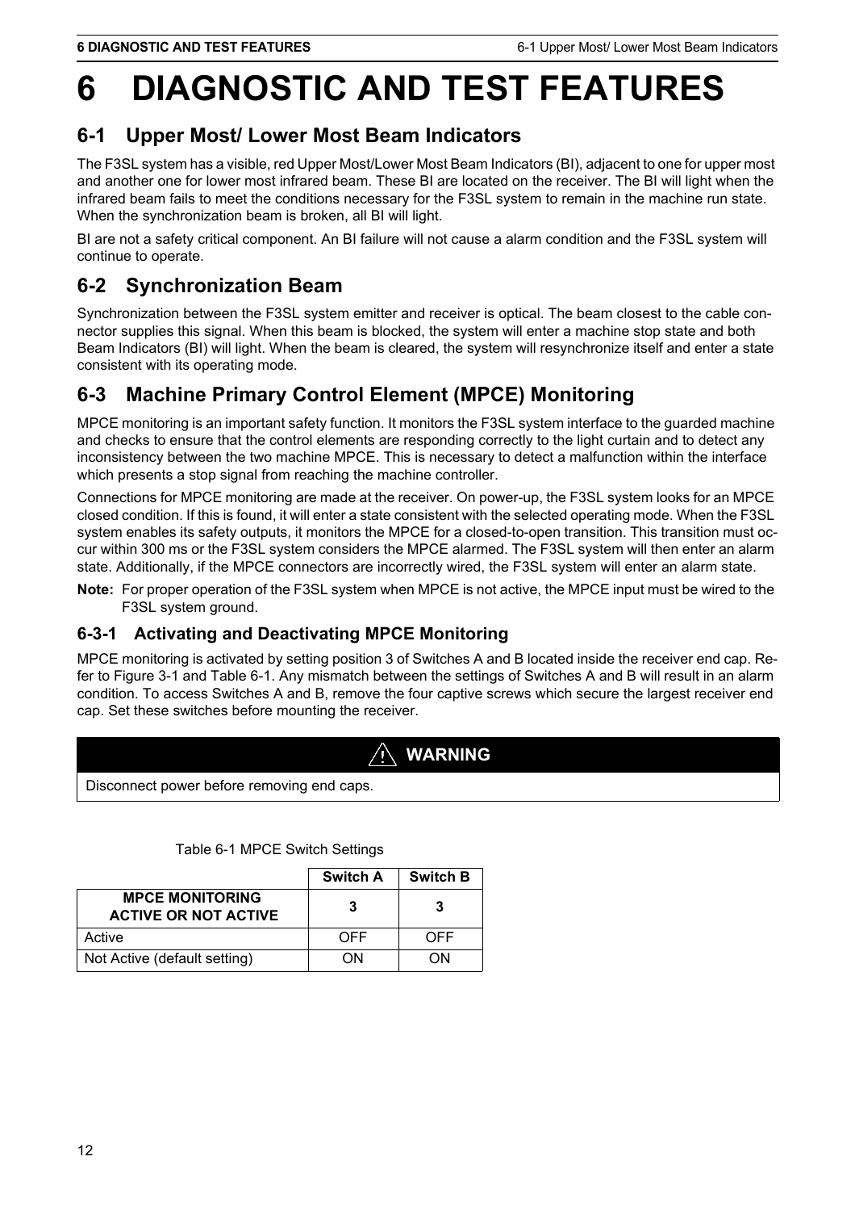# 6 DIAGNOSTIC AND TEST FEATURES

## 6-1 Upper Most/ Lower Most Beam Indicators

The F3SL system has a visible, red Upper Most/Lower Most Beam Indicators (BI), adjacent to one for upper most and another one for lower most infrared beam. These BI are located on the receiver. The BI will light when the infrared beam fails to meet the conditions necessary for the F3SL system to remain in the machine run state. When the synchronization beam is broken, all BI will light.

BI are not a safety critical component. An BI failure will not cause a alarm condition and the F3SL system will continue to operate.

## 6-2 Synchronization Beam

Synchronization between the F3SL system emitter and receiver is optical. The beam closest to the cable connector supplies this signal. When this beam is blocked, the system will enter a machine stop state and both Beam Indicators (BI) will light. When the beam is cleared, the system will resynchronize itself and enter a state consistent with its operating mode.

## 6-3 Machine Primary Control Element (MPCE) Monitoring

MPCE monitoring is an important safety function. It monitors the F3SL system interface to the guarded machine and checks to ensure that the control elements are responding correctly to the light curtain and to detect any inconsistency between the two machine MPCE. This is necessary to detect a malfunction within the interface which presents a stop signal from reaching the machine controller.

Connections for MPCE monitoring are made at the receiver. On power-up, the F3SL system looks for an MPCE closed condition. If this is found, it will enter a state consistent with the selected operating mode. When the F3SL system enables its safety outputs, it monitors the MPCE for a closed-to-open transition. This transition must occur within 300 ms or the F3SL system considers the MPCE alarmed. The F3SL system will then enter an alarm state. Additionally, if the MPCE connectors are incorrectly wired, the F3SL system will enter an alarm state.

**Note:** For proper operation of the F3SL system when MPCE is not active, the MPCE input must be wired to the F3SL system ground.

### 6-3-1 Activating and Deactivating MPCE Monitoring

MPCE monitoring is activated by setting position 3 of Switches A and B located inside the receiver end cap. Refer to Figure 3-1 and Table 6-1. Any mismatch between the settings of Switches A and B will result in an alarm condition. To access Switches A and B, remove the four captive screws which secure the largest receiver end cap. Set these switches before mounting the receiver.

**⚠ WARNING**

Disconnect power before removing end caps.

Table 6-1 MPCE Switch Settings

| | Switch A | Switch B |
|---|---|---|
| **MPCE MONITORING ACTIVE OR NOT ACTIVE** | **3** | **3** |
| Active | OFF | OFF |
| Not Active (default setting) | ON | ON |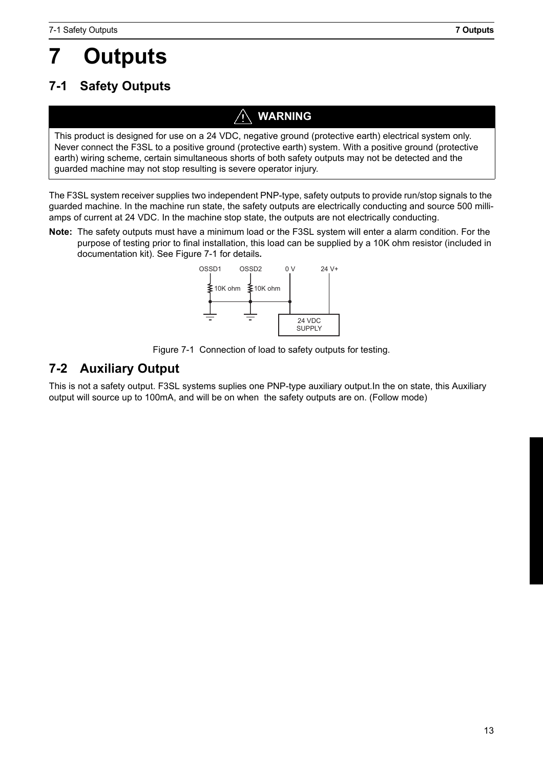# 7 Outputs

## 7-1 Safety Outputs

**WARNING**

This product is designed for use on a 24 VDC, negative ground (protective earth) electrical system only. Never connect the F3SL to a positive ground (protective earth) system. With a positive ground (protective earth) wiring scheme, certain simultaneous shorts of both safety outputs may not be detected and the guarded machine may not stop resulting is severe operator injury.

The F3SL system receiver supplies two independent PNP-type, safety outputs to provide run/stop signals to the guarded machine. In the machine run state, the safety outputs are electrically conducting and source 500 milli-amps of current at 24 VDC. In the machine stop state, the outputs are not electrically conducting.

**Note:** The safety outputs must have a minimum load or the F3SL system will enter a alarm condition. For the purpose of testing prior to final installation, this load can be supplied by a 10K ohm resistor (included in documentation kit). See Figure 7-1 for details**.**

OSSD1 OSSD2 0 V 24 V+

10K ohm 10K ohm

24 VDC SUPPLY

Figure 7-1 Connection of load to safety outputs for testing.

## 7-2 Auxiliary Output

This is not a safety output. F3SL systems suplies one PNP-type auxiliary output.In the on state, this Auxiliary output will source up to 100mA, and will be on when the safety outputs are on. (Follow mode)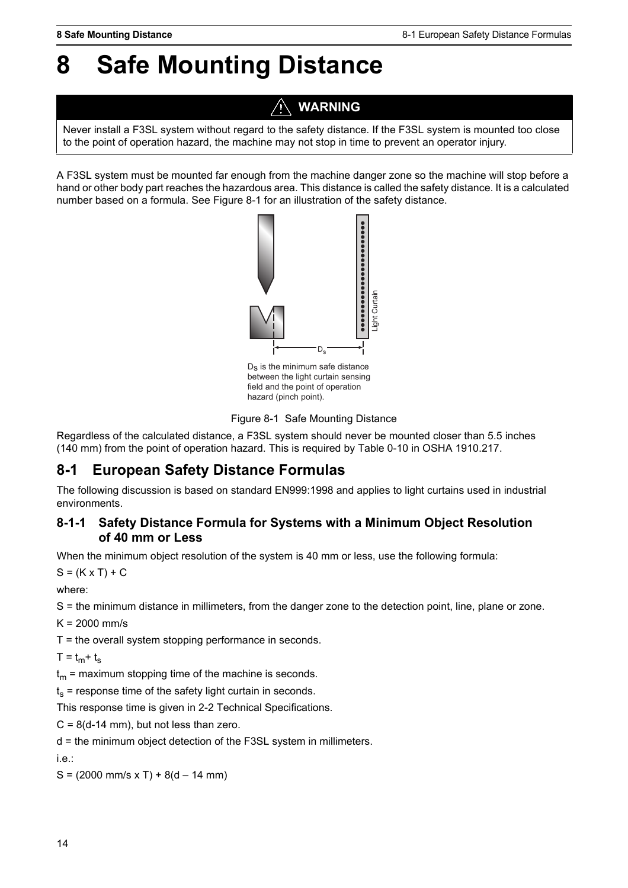# 8 Safe Mounting Distance

**⚠ WARNING**

Never install a F3SL system without regard to the safety distance. If the F3SL system is mounted too close to the point of operation hazard, the machine may not stop in time to prevent an operator injury.

A F3SL system must be mounted far enough from the machine danger zone so the machine will stop before a hand or other body part reaches the hazardous area. This distance is called the safety distance. It is a calculated number based on a formula. See Figure 8-1 for an illustration of the safety distance.

$D_S$ is the minimum safe distance between the light curtain sensing field and the point of operation hazard (pinch point).

Figure 8-1 Safe Mounting Distance

Regardless of the calculated distance, a F3SL system should never be mounted closer than 5.5 inches (140 mm) from the point of operation hazard. This is required by Table 0-10 in OSHA 1910.217.

## 8-1 European Safety Distance Formulas

The following discussion is based on standard EN999:1998 and applies to light curtains used in industrial environments.

### 8-1-1 Safety Distance Formula for Systems with a Minimum Object Resolution of 40 mm or Less

When the minimum object resolution of the system is 40 mm or less, use the following formula:

$S = (K \times T) + C$

where:

S = the minimum distance in millimeters, from the danger zone to the detection point, line, plane or zone.

K = 2000 mm/s

T = the overall system stopping performance in seconds.

$T = t_m + t_s$

$t_m$ = maximum stopping time of the machine is seconds.

$t_s$ = response time of the safety light curtain in seconds.

This response time is given in 2-2 Technical Specifications.

C = 8(d-14 mm), but not less than zero.

d = the minimum object detection of the F3SL system in millimeters.

i.e.:

$S = (2000 \text{ mm/s} \times T) + 8(d - 14 \text{ mm})$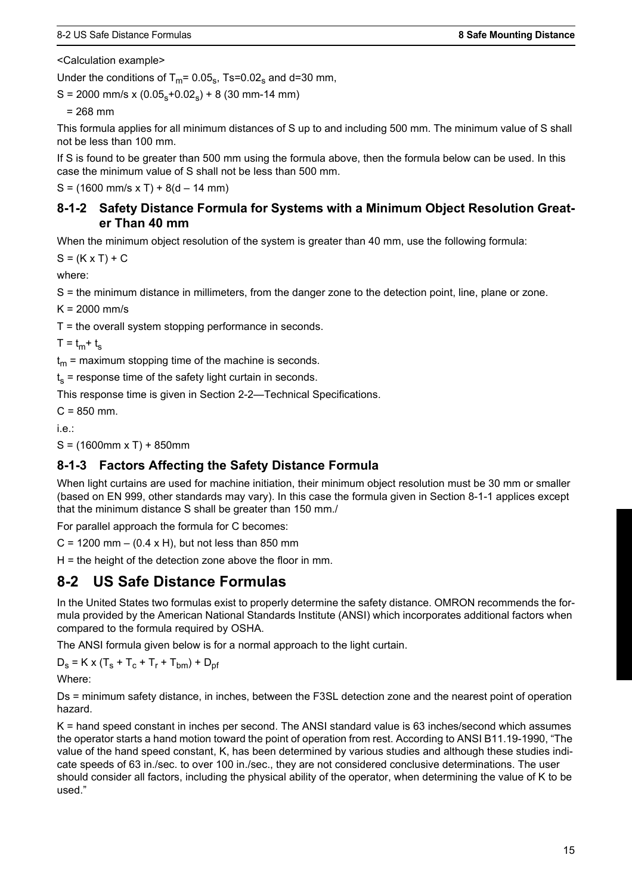<Calculation example>

Under the conditions of $T_m$= $0.05_s$, Ts=$0.02_s$ and d=30 mm,

S = 2000 mm/s x ($0.05_s$+$0.02_s$) + 8 (30 mm-14 mm)

= 268 mm

This formula applies for all minimum distances of S up to and including 500 mm. The minimum value of S shall not be less than 100 mm.

If S is found to be greater than 500 mm using the formula above, then the formula below can be used. In this case the minimum value of S shall not be less than 500 mm.

S = (1600 mm/s x T) + 8(d – 14 mm)

### 8-1-2 Safety Distance Formula for Systems with a Minimum Object Resolution Greater Than 40 mm

When the minimum object resolution of the system is greater than 40 mm, use the following formula:

S = (K x T) + C

where:

S = the minimum distance in millimeters, from the danger zone to the detection point, line, plane or zone.

K = 2000 mm/s

T = the overall system stopping performance in seconds.

$T = t_m + t_s$

$t_m$ = maximum stopping time of the machine is seconds.

$t_s$ = response time of the safety light curtain in seconds.

This response time is given in Section 2-2—Technical Specifications.

C = 850 mm.

i.e.:

S = (1600mm x T) + 850mm

### 8-1-3 Factors Affecting the Safety Distance Formula

When light curtains are used for machine initiation, their minimum object resolution must be 30 mm or smaller (based on EN 999, other standards may vary). In this case the formula given in Section 8-1-1 applices except that the minimum distance S shall be greater than 150 mm./

For parallel approach the formula for C becomes:

C = 1200 mm – (0.4 x H), but not less than 850 mm

H = the height of the detection zone above the floor in mm.

## 8-2 US Safe Distance Formulas

In the United States two formulas exist to properly determine the safety distance. OMRON recommends the formula provided by the American National Standards Institute (ANSI) which incorporates additional factors when compared to the formula required by OSHA.

The ANSI formula given below is for a normal approach to the light curtain.

$D_s = K \times (T_s + T_c + T_r + T_{bm}) + D_{pf}$

Where:

Ds = minimum safety distance, in inches, between the F3SL detection zone and the nearest point of operation hazard.

K = hand speed constant in inches per second. The ANSI standard value is 63 inches/second which assumes the operator starts a hand motion toward the point of operation from rest. According to ANSI B11.19-1990, "The value of the hand speed constant, K, has been determined by various studies and although these studies indicate speeds of 63 in./sec. to over 100 in./sec., they are not considered conclusive determinations. The user should consider all factors, including the physical ability of the operator, when determining the value of K to be used."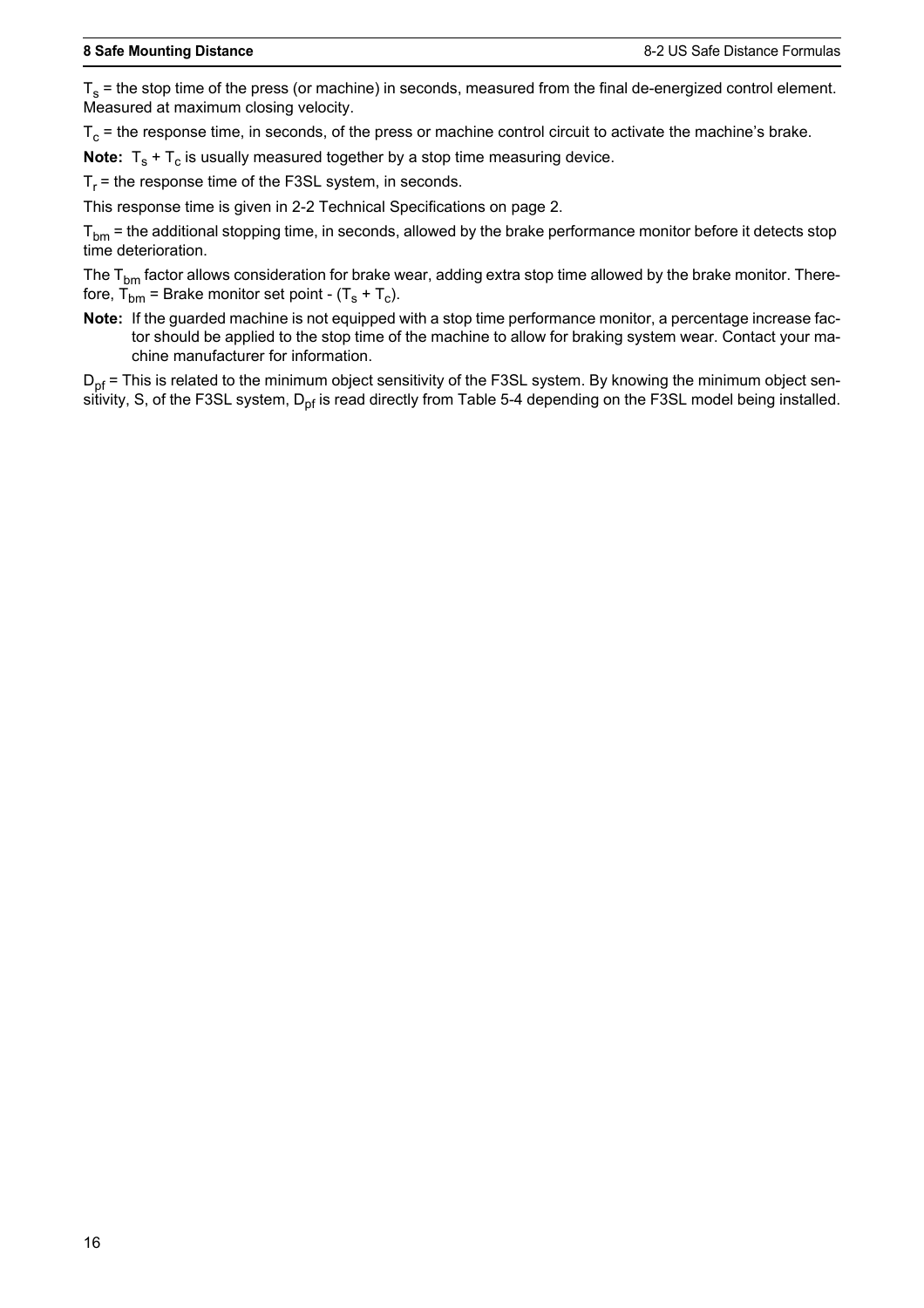$T_s$ = the stop time of the press (or machine) in seconds, measured from the final de-energized control element. Measured at maximum closing velocity.

$T_c$ = the response time, in seconds, of the press or machine control circuit to activate the machine's brake.

**Note:** $T_s + T_c$ is usually measured together by a stop time measuring device.

$T_r$ = the response time of the F3SL system, in seconds.

This response time is given in 2-2 Technical Specifications on page 2.

$T_{bm}$ = the additional stopping time, in seconds, allowed by the brake performance monitor before it detects stop time deterioration.

The $T_{bm}$ factor allows consideration for brake wear, adding extra stop time allowed by the brake monitor. Therefore, $T_{bm}$ = Brake monitor set point - $(T_s + T_c)$.

**Note:** If the guarded machine is not equipped with a stop time performance monitor, a percentage increase factor should be applied to the stop time of the machine to allow for braking system wear. Contact your machine manufacturer for information.

$D_{pf}$ = This is related to the minimum object sensitivity of the F3SL system. By knowing the minimum object sensitivity, S, of the F3SL system, $D_{pf}$ is read directly from Table 5-4 depending on the F3SL model being installed.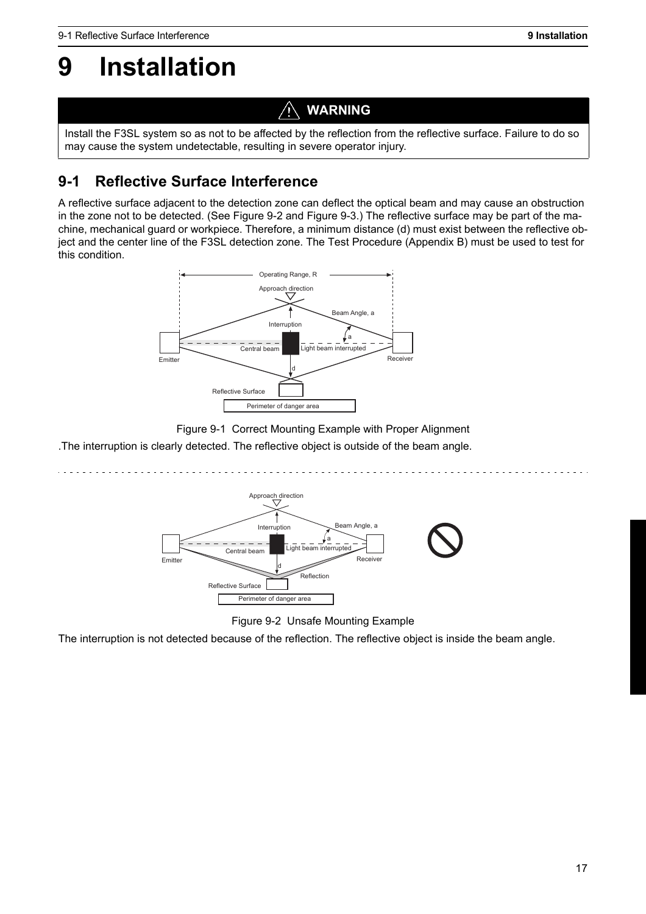# 9 Installation

> **⚠ WARNING**
>
> Install the F3SL system so as not to be affected by the reflection from the reflective surface. Failure to do so may cause the system undetectable, resulting in severe operator injury.

## 9-1 Reflective Surface Interference

A reflective surface adjacent to the detection zone can deflect the optical beam and may cause an obstruction in the zone not to be detected. (See Figure 9-2 and Figure 9-3.) The reflective surface may be part of the machine, mechanical guard or workpiece. Therefore, a minimum distance (d) must exist between the reflective object and the center line of the F3SL detection zone. The Test Procedure (Appendix B) must be used to test for this condition.

Figure 9-1 Correct Mounting Example with Proper Alignment

.The interruption is clearly detected. The reflective object is outside of the beam angle.

Figure 9-2 Unsafe Mounting Example

The interruption is not detected because of the reflection. The reflective object is inside the beam angle.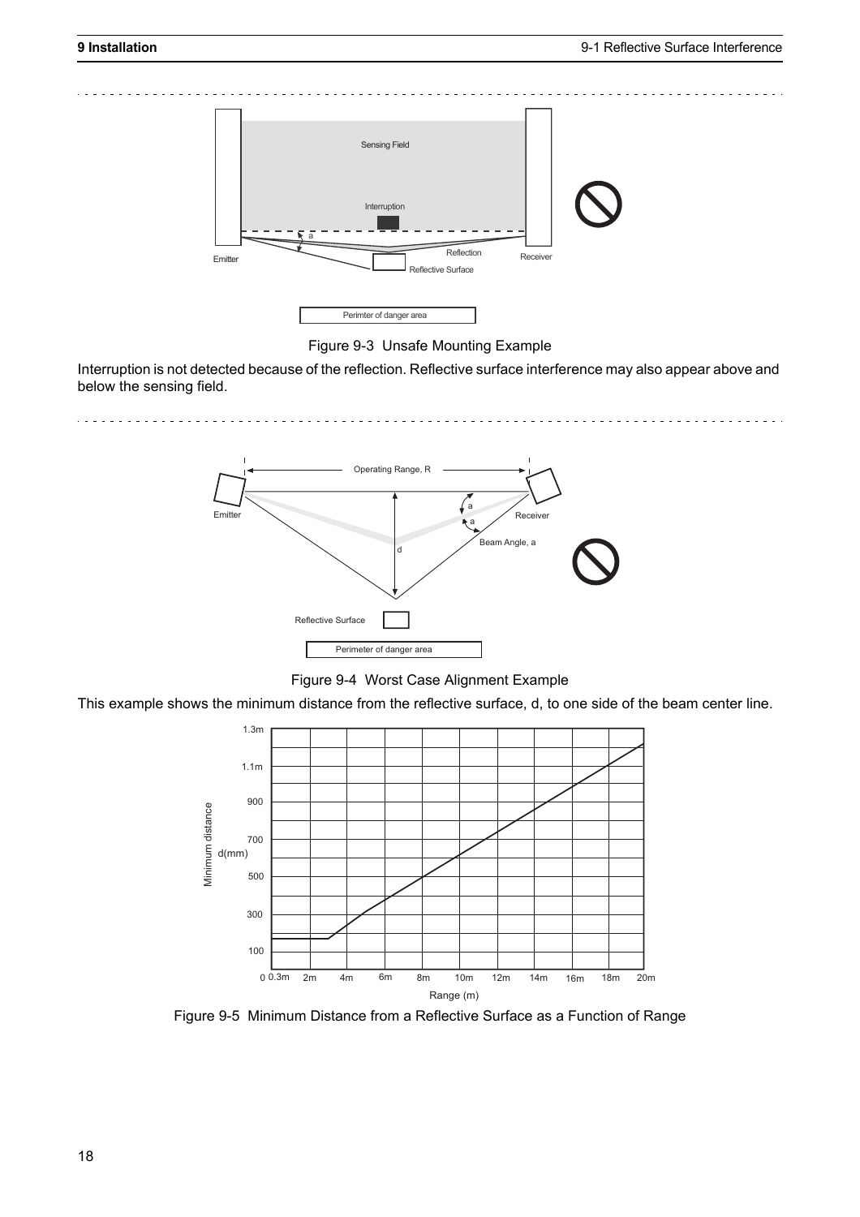Figure 9-3 Unsafe Mounting Example

Interruption is not detected because of the reflection. Reflective surface interference may also appear above and below the sensing field.

Figure 9-4 Worst Case Alignment Example

This example shows the minimum distance from the reflective surface, d, to one side of the beam center line.

Figure 9-5 Minimum Distance from a Reflective Surface as a Function of Range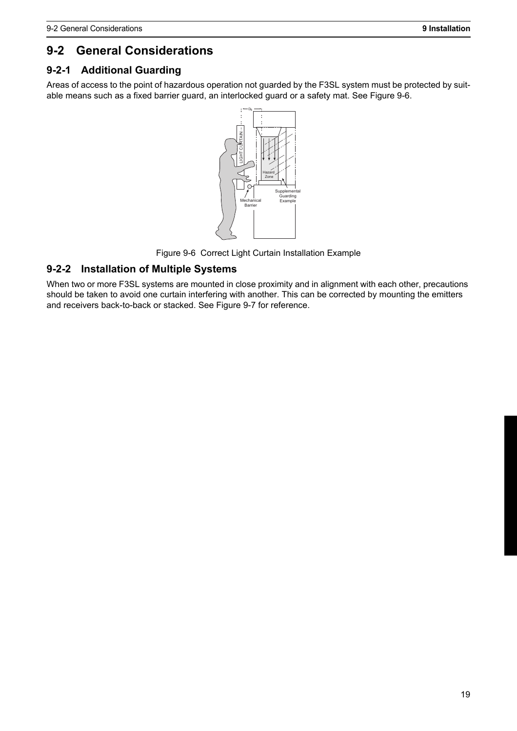## 9-2 General Considerations

### 9-2-1 Additional Guarding

Areas of access to the point of hazardous operation not guarded by the F3SL system must be protected by suitable means such as a fixed barrier guard, an interlocked guard or a safety mat. See Figure 9-6.

Figure 9-6 Correct Light Curtain Installation Example

### 9-2-2 Installation of Multiple Systems

When two or more F3SL systems are mounted in close proximity and in alignment with each other, precautions should be taken to avoid one curtain interfering with another. This can be corrected by mounting the emitters and receivers back-to-back or stacked. See Figure 9-7 for reference.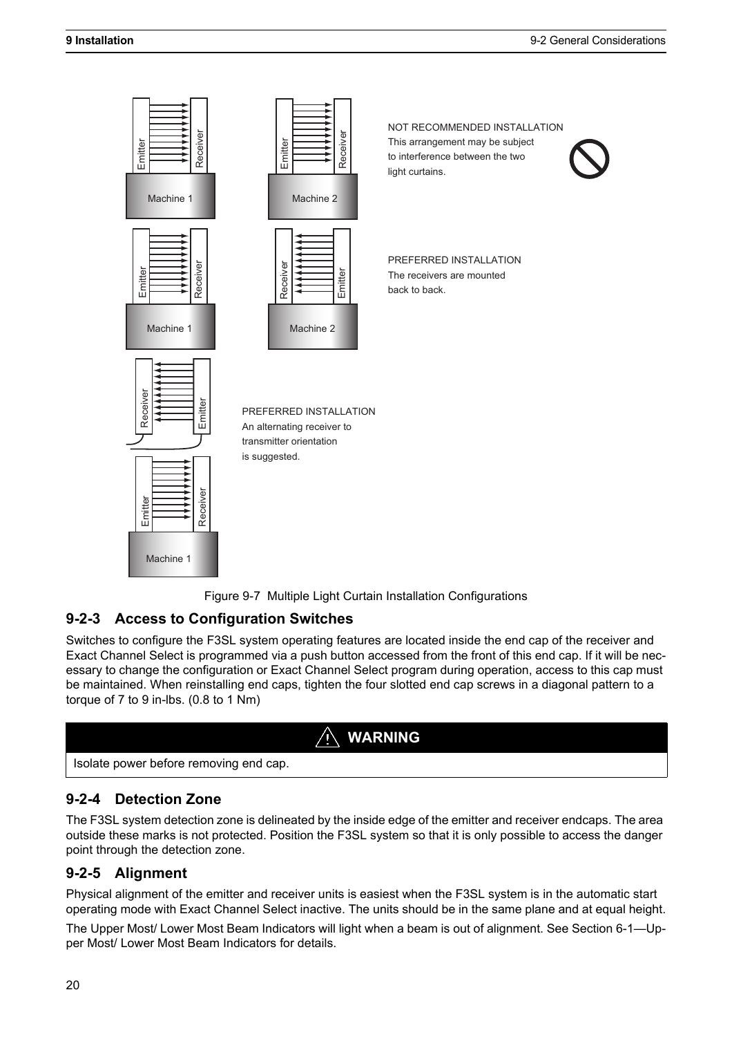NOT RECOMMENDED INSTALLATION
This arrangement may be subject to interference between the two light curtains.

PREFERRED INSTALLATION
The receivers are mounted back to back.

PREFERRED INSTALLATION
An alternating receiver to transmitter orientation is suggested.

Figure 9-7 Multiple Light Curtain Installation Configurations

### 9-2-3 Access to Configuration Switches

Switches to configure the F3SL system operating features are located inside the end cap of the receiver and Exact Channel Select is programmed via a push button accessed from the front of this end cap. If it will be necessary to change the configuration or Exact Channel Select program during operation, access to this cap must be maintained. When reinstalling end caps, tighten the four slotted end cap screws in a diagonal pattern to a torque of 7 to 9 in-lbs. (0.8 to 1 Nm)

**⚠ WARNING**

Isolate power before removing end cap.

### 9-2-4 Detection Zone

The F3SL system detection zone is delineated by the inside edge of the emitter and receiver endcaps. The area outside these marks is not protected. Position the F3SL system so that it is only possible to access the danger point through the detection zone.

### 9-2-5 Alignment

Physical alignment of the emitter and receiver units is easiest when the F3SL system is in the automatic start operating mode with Exact Channel Select inactive. The units should be in the same plane and at equal height.

The Upper Most/ Lower Most Beam Indicators will light when a beam is out of alignment. See Section 6-1—Upper Most/ Lower Most Beam Indicators for details.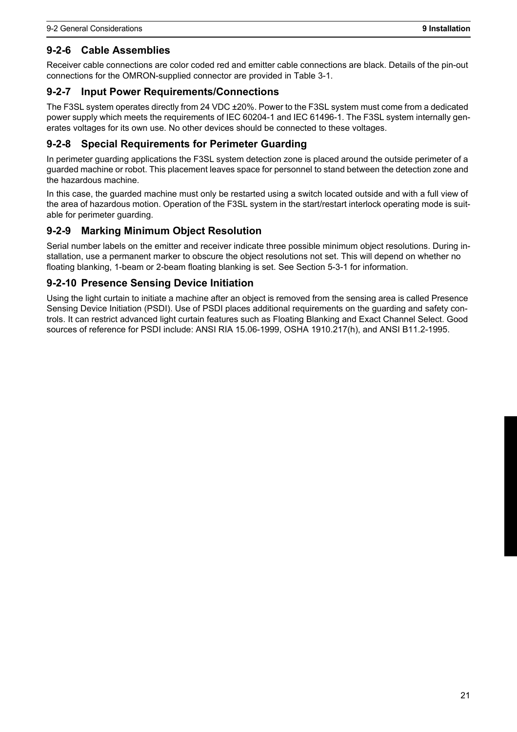## 9-2-6 Cable Assemblies

Receiver cable connections are color coded red and emitter cable connections are black. Details of the pin-out connections for the OMRON-supplied connector are provided in Table 3-1.

## 9-2-7 Input Power Requirements/Connections

The F3SL system operates directly from 24 VDC ±20%. Power to the F3SL system must come from a dedicated power supply which meets the requirements of IEC 60204-1 and IEC 61496-1. The F3SL system internally generates voltages for its own use. No other devices should be connected to these voltages.

## 9-2-8 Special Requirements for Perimeter Guarding

In perimeter guarding applications the F3SL system detection zone is placed around the outside perimeter of a guarded machine or robot. This placement leaves space for personnel to stand between the detection zone and the hazardous machine.

In this case, the guarded machine must only be restarted using a switch located outside and with a full view of the area of hazardous motion. Operation of the F3SL system in the start/restart interlock operating mode is suitable for perimeter guarding.

## 9-2-9 Marking Minimum Object Resolution

Serial number labels on the emitter and receiver indicate three possible minimum object resolutions. During installation, use a permanent marker to obscure the object resolutions not set. This will depend on whether no floating blanking, 1-beam or 2-beam floating blanking is set. See Section 5-3-1 for information.

## 9-2-10 Presence Sensing Device Initiation

Using the light curtain to initiate a machine after an object is removed from the sensing area is called Presence Sensing Device Initiation (PSDI). Use of PSDI places additional requirements on the guarding and safety controls. It can restrict advanced light curtain features such as Floating Blanking and Exact Channel Select. Good sources of reference for PSDI include: ANSI RIA 15.06-1999, OSHA 1910.217(h), and ANSI B11.2-1995.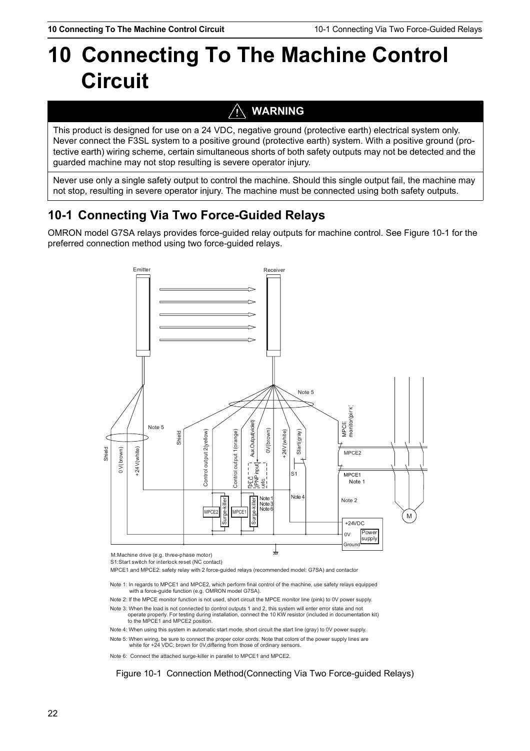# 10 Connecting To The Machine Control Circuit

**⚠ WARNING**

This product is designed for use on a 24 VDC, negative ground (protective earth) electrical system only. Never connect the F3SL system to a positive ground (protective earth) system. With a positive ground (protective earth) wiring scheme, certain simultaneous shorts of both safety outputs may not be detected and the guarded machine may not stop resulting is severe operator injury.

Never use only a single safety output to control the machine. Should this single output fail, the machine may not stop, resulting in severe operator injury. The machine must be connected using both safety outputs.

## 10-1 Connecting Via Two Force-Guided Relays

OMRON model G7SA relays provides force-guided relay outputs for machine control. See Figure 10-1 for the preferred connection method using two force-guided relays.

Emitter

Receiver

Note 5

Shield

0 V(brown)

+24 V(white)

Note 5

Shield

Control output 2(yellow)

Control output 1(orange)

Aux.Output(violet)

PLC (PNP input) ,etc.

0V(brown)

+24V(white)

Start(gray)

S1

Note 4

MPCE monitor(pink)

MPCE2

MPCE1
Note 1

Note 2

MPCE2

Surge-killer

MPCE1

Surge-killer

Note 1
Note 3
Note 6

+24VDC

0V

Power supply

Ground

M

M:Machine drive (e.g. three-phase motor)

S1:Start switch for interlock reset (NC contact)

MPCE1 and MPCE2: safety relay with 2 force-guided relays (recommended model: G7SA) and contactor

Note 1: In regards to MPCE1 and MPCE2, which perform final control of the machine, use safety relays equipped with a force-guide function (e.g. OMRON model G7SA).

Note 2: If the MPCE monitor function is not used, short circuit the MPCE monitor line (pink) to 0V power supply.

Note 3: When the load is not connected to control outputs 1 and 2, this system will enter error state and not operate properly. For testing during installation, connect the 10 KW resistor (included in documentation kit) to the MPCE1 and MPCE2 position.

Note 4: When using this system in automatic start mode, short circuit the start line (gray) to 0V power supply.

Note 5: When wiring, be sure to connect the proper color cords. Note that colors of the power supply lines are white for +24 VDC; brown for 0V,differing from those of ordinary sensors.

Note 6: Connect the attached surge-killer in parallel to MPCE1 and MPCE2.

Figure 10-1 Connection Method(Connecting Via Two Force-guided Relays)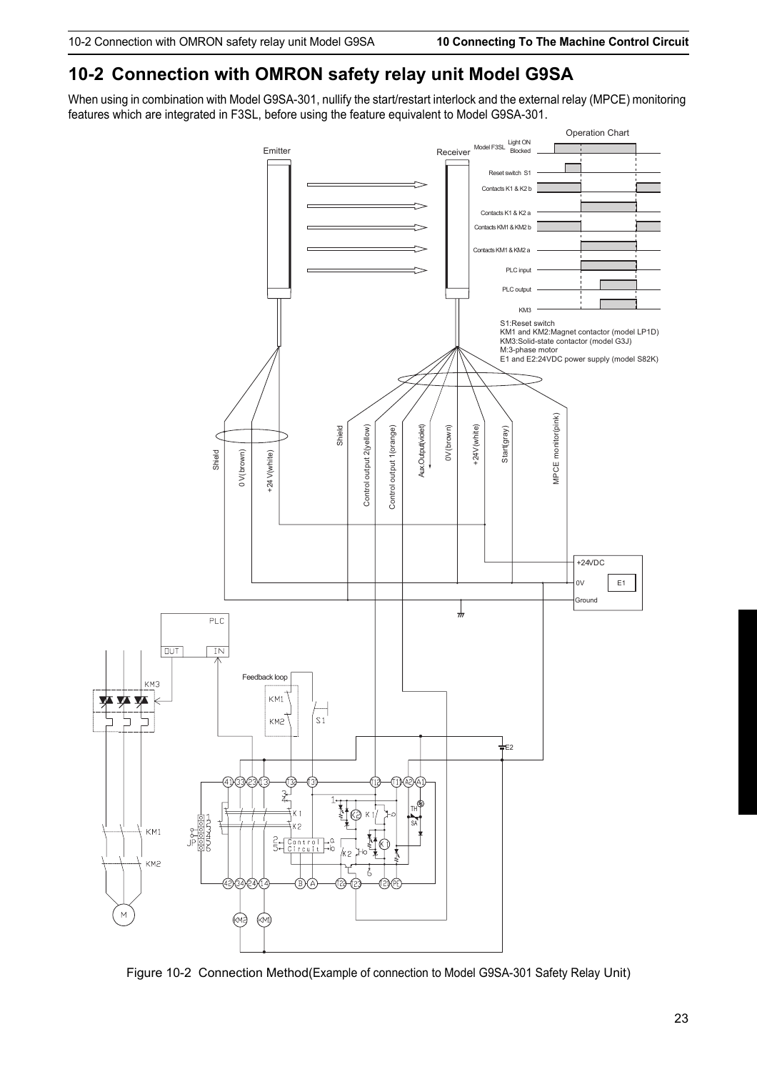## 10-2 Connection with OMRON safety relay unit Model G9SA

When using in combination with Model G9SA-301, nullify the start/restart interlock and the external relay (MPCE) monitoring features which are integrated in F3SL, before using the feature equivalent to Model G9SA-301.

S1:Reset switch
KM1 and KM2:Magnet contactor (model LP1D)
KM3:Solid-state contactor (model G3J)
M:3-phase motor
E1 and E2:24VDC power supply (model S82K)

Figure 10-2 Connection Method(Example of connection to Model G9SA-301 Safety Relay Unit)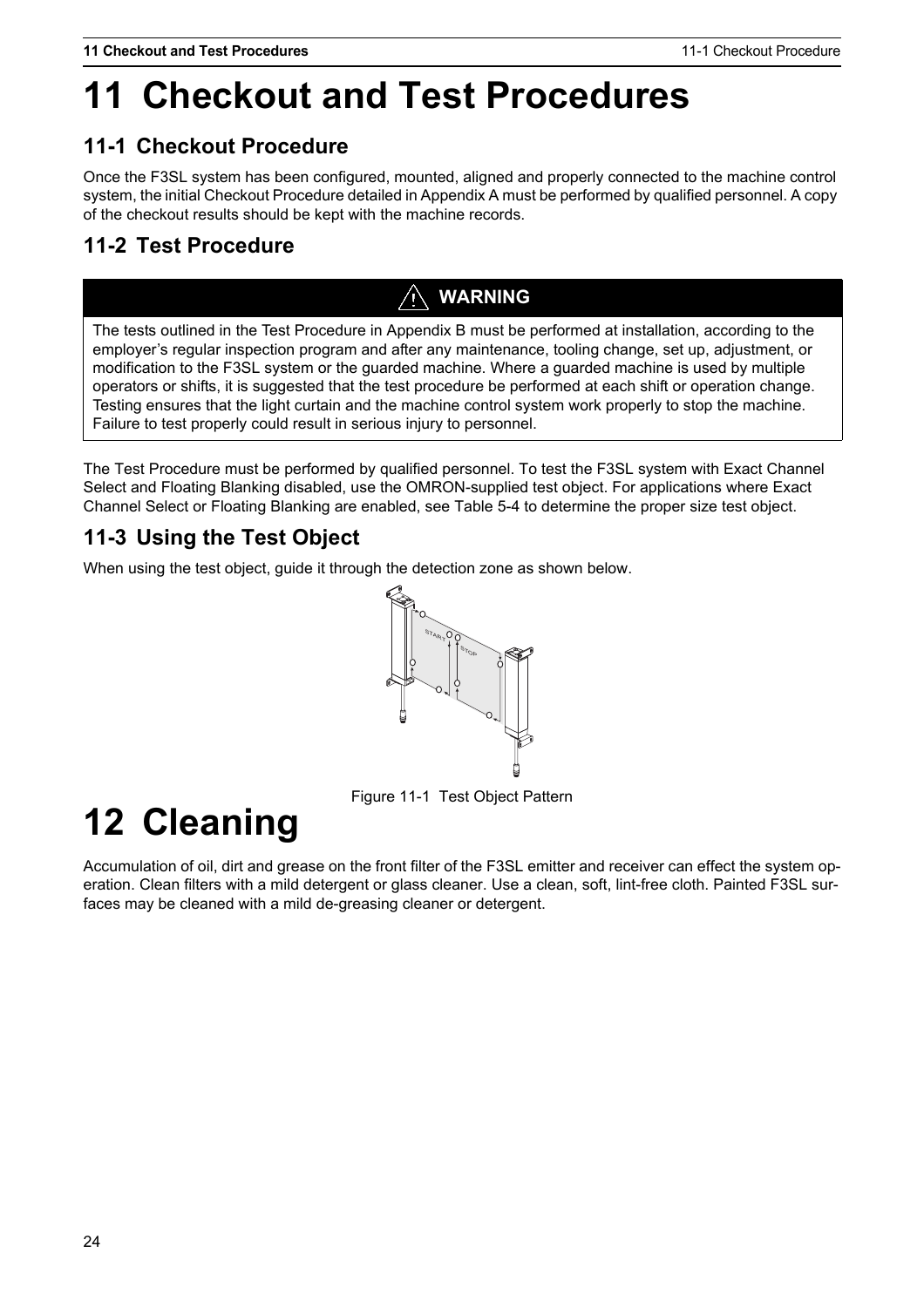# 11 Checkout and Test Procedures

## 11-1 Checkout Procedure

Once the F3SL system has been configured, mounted, aligned and properly connected to the machine control system, the initial Checkout Procedure detailed in Appendix A must be performed by qualified personnel. A copy of the checkout results should be kept with the machine records.

## 11-2 Test Procedure

**WARNING**

The tests outlined in the Test Procedure in Appendix B must be performed at installation, according to the employer's regular inspection program and after any maintenance, tooling change, set up, adjustment, or modification to the F3SL system or the guarded machine. Where a guarded machine is used by multiple operators or shifts, it is suggested that the test procedure be performed at each shift or operation change. Testing ensures that the light curtain and the machine control system work properly to stop the machine. Failure to test properly could result in serious injury to personnel.

The Test Procedure must be performed by qualified personnel. To test the F3SL system with Exact Channel Select and Floating Blanking disabled, use the OMRON-supplied test object. For applications where Exact Channel Select or Floating Blanking are enabled, see Table 5-4 to determine the proper size test object.

## 11-3 Using the Test Object

When using the test object, guide it through the detection zone as shown below.

Figure 11-1 Test Object Pattern

# 12 Cleaning

Accumulation of oil, dirt and grease on the front filter of the F3SL emitter and receiver can effect the system operation. Clean filters with a mild detergent or glass cleaner. Use a clean, soft, lint-free cloth. Painted F3SL surfaces may be cleaned with a mild de-greasing cleaner or detergent.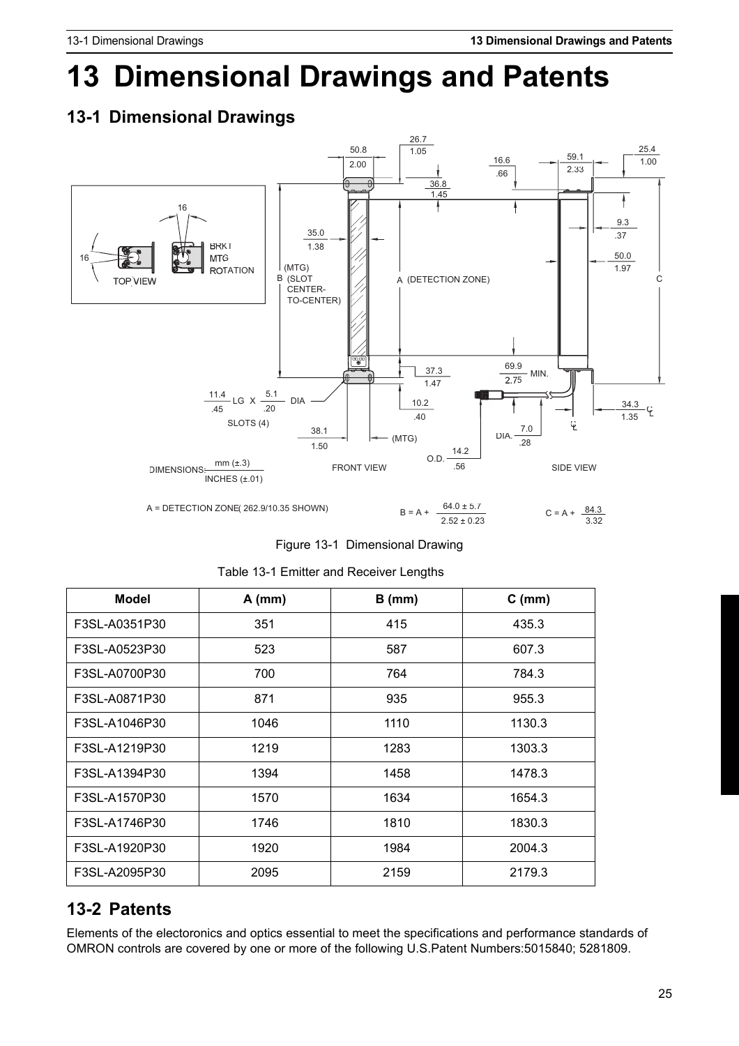@@BODY@@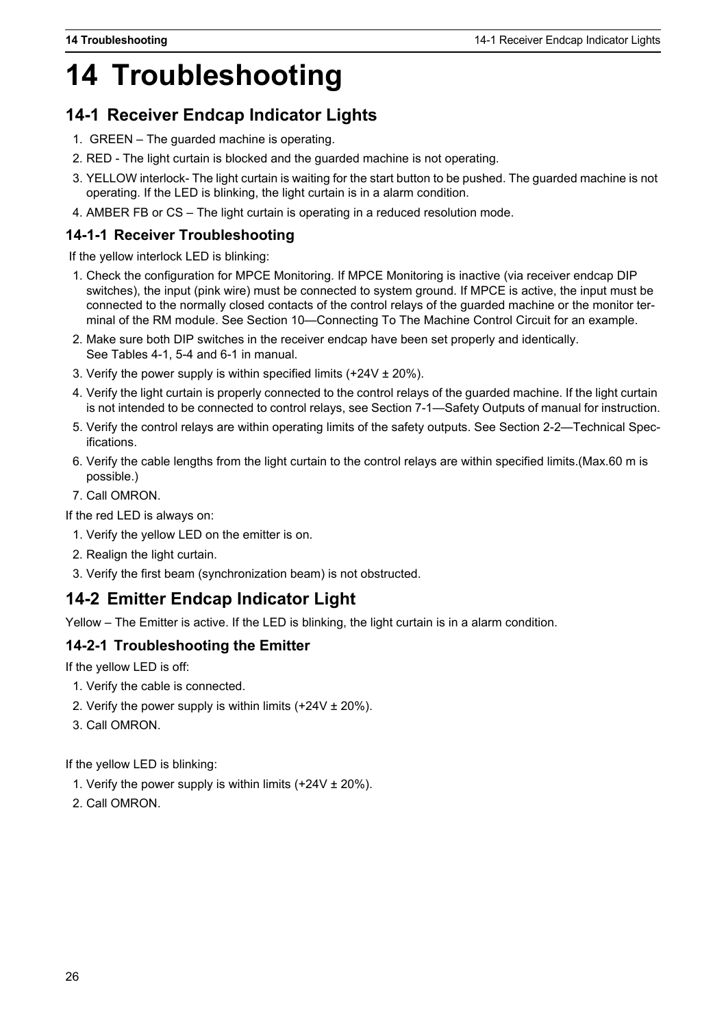# 14 Troubleshooting

## 14-1 Receiver Endcap Indicator Lights

1. GREEN – The guarded machine is operating.
2. RED - The light curtain is blocked and the guarded machine is not operating.
3. YELLOW interlock- The light curtain is waiting for the start button to be pushed. The guarded machine is not operating. If the LED is blinking, the light curtain is in a alarm condition.
4. AMBER FB or CS – The light curtain is operating in a reduced resolution mode.

### 14-1-1 Receiver Troubleshooting

If the yellow interlock LED is blinking:

1. Check the configuration for MPCE Monitoring. If MPCE Monitoring is inactive (via receiver endcap DIP switches), the input (pink wire) must be connected to system ground. If MPCE is active, the input must be connected to the normally closed contacts of the control relays of the guarded machine or the monitor terminal of the RM module. See Section 10—Connecting To The Machine Control Circuit for an example.
2. Make sure both DIP switches in the receiver endcap have been set properly and identically. See Tables 4-1, 5-4 and 6-1 in manual.
3. Verify the power supply is within specified limits (+24V ± 20%).
4. Verify the light curtain is properly connected to the control relays of the guarded machine. If the light curtain is not intended to be connected to control relays, see Section 7-1—Safety Outputs of manual for instruction.
5. Verify the control relays are within operating limits of the safety outputs. See Section 2-2—Technical Specifications.
6. Verify the cable lengths from the light curtain to the control relays are within specified limits.(Max.60 m is possible.)
7. Call OMRON.

If the red LED is always on:

1. Verify the yellow LED on the emitter is on.
2. Realign the light curtain.
3. Verify the first beam (synchronization beam) is not obstructed.

## 14-2 Emitter Endcap Indicator Light

Yellow – The Emitter is active. If the LED is blinking, the light curtain is in a alarm condition.

### 14-2-1 Troubleshooting the Emitter

If the yellow LED is off:

1. Verify the cable is connected.
2. Verify the power supply is within limits (+24V ± 20%).
3. Call OMRON.

If the yellow LED is blinking:

1. Verify the power supply is within limits (+24V ± 20%).
2. Call OMRON.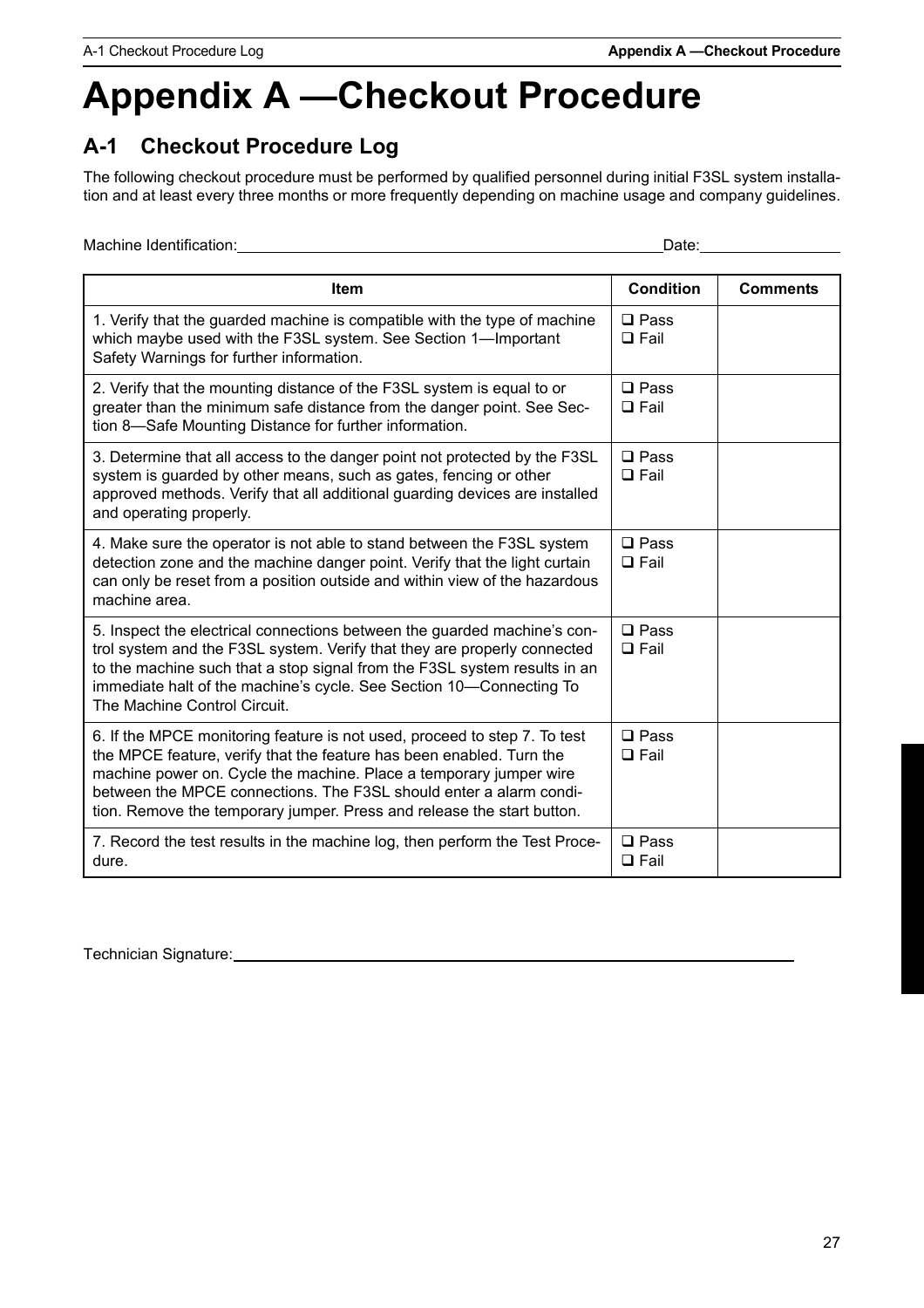# Appendix A —Checkout Procedure

## A-1 Checkout Procedure Log

The following checkout procedure must be performed by qualified personnel during initial F3SL system installation and at least every three months or more frequently depending on machine usage and company guidelines.

Machine Identification:\_\_\_\_\_\_\_\_\_\_\_\_\_\_\_\_\_\_\_\_\_\_\_\_\_\_\_\_\_\_\_\_\_\_\_\_\_\_\_\_ Date:\_\_\_\_\_\_\_\_\_\_\_\_\_\_\_\_

| Item | Condition | Comments |
|---|---|---|
| 1. Verify that the guarded machine is compatible with the type of machine which maybe used with the F3SL system. See Section 1—Important Safety Warnings for further information. | ❑ Pass<br>❑ Fail | |
| 2. Verify that the mounting distance of the F3SL system is equal to or greater than the minimum safe distance from the danger point. See Section 8—Safe Mounting Distance for further information. | ❑ Pass<br>❑ Fail | |
| 3. Determine that all access to the danger point not protected by the F3SL system is guarded by other means, such as gates, fencing or other approved methods. Verify that all additional guarding devices are installed and operating properly. | ❑ Pass<br>❑ Fail | |
| 4. Make sure the operator is not able to stand between the F3SL system detection zone and the machine danger point. Verify that the light curtain can only be reset from a position outside and within view of the hazardous machine area. | ❑ Pass<br>❑ Fail | |
| 5. Inspect the electrical connections between the guarded machine's control system and the F3SL system. Verify that they are properly connected to the machine such that a stop signal from the F3SL system results in an immediate halt of the machine's cycle. See Section 10—Connecting To The Machine Control Circuit. | ❑ Pass<br>❑ Fail | |
| 6. If the MPCE monitoring feature is not used, proceed to step 7. To test the MPCE feature, verify that the feature has been enabled. Turn the machine power on. Cycle the machine. Place a temporary jumper wire between the MPCE connections. The F3SL should enter a alarm condition. Remove the temporary jumper. Press and release the start button. | ❑ Pass<br>❑ Fail | |
| 7. Record the test results in the machine log, then perform the Test Procedure. | ❑ Pass<br>❑ Fail | |

Technician Signature:\_\_\_\_\_\_\_\_\_\_\_\_\_\_\_\_\_\_\_\_\_\_\_\_\_\_\_\_\_\_\_\_\_\_\_\_\_\_\_\_\_\_\_\_\_\_\_\_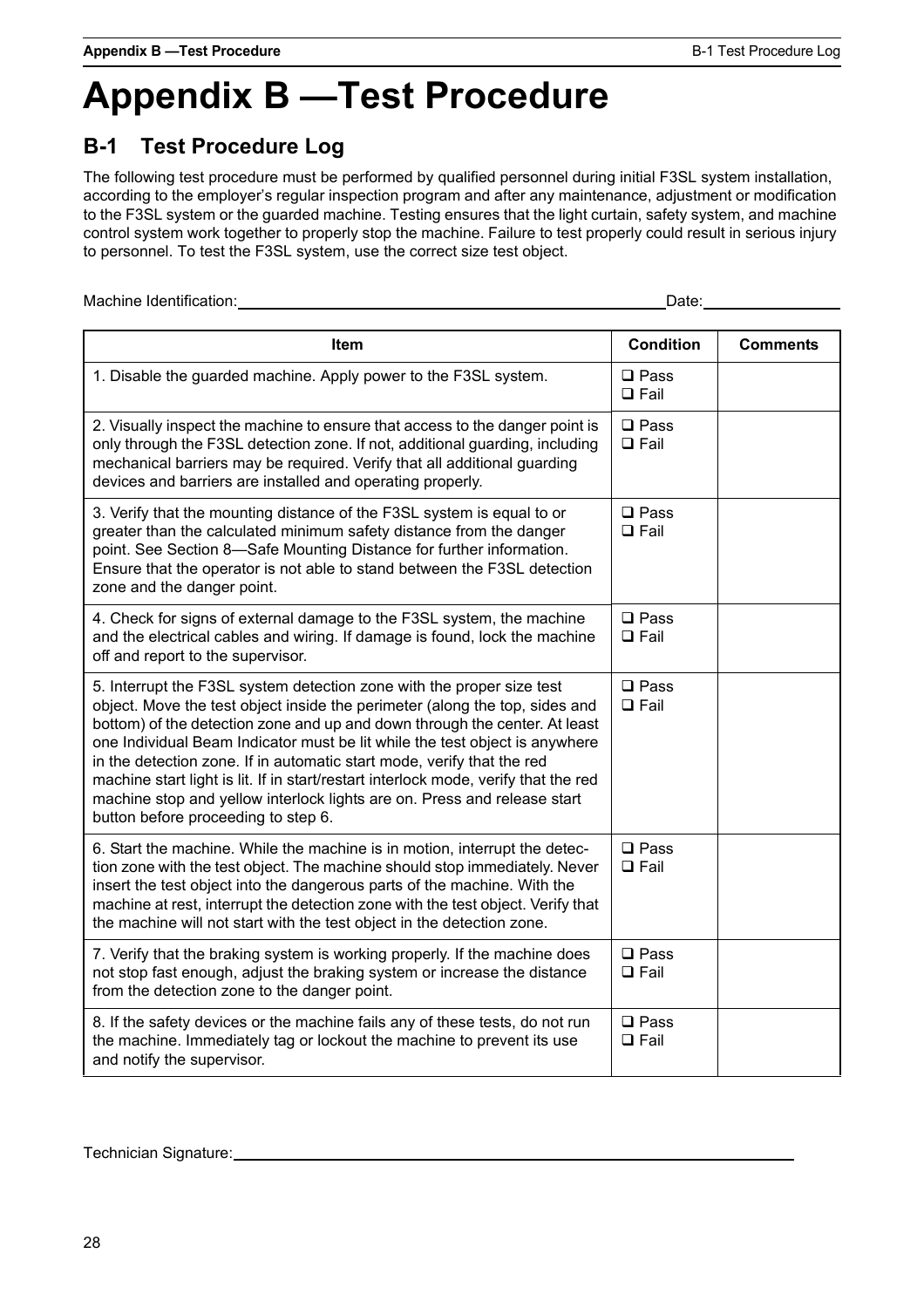# Appendix B —Test Procedure

## B-1 Test Procedure Log

The following test procedure must be performed by qualified personnel during initial F3SL system installation, according to the employer's regular inspection program and after any maintenance, adjustment or modification to the F3SL system or the guarded machine. Testing ensures that the light curtain, safety system, and machine control system work together to properly stop the machine. Failure to test properly could result in serious injury to personnel. To test the F3SL system, use the correct size test object.

Machine Identification:\_\_\_\_\_\_\_\_\_\_\_\_\_\_\_\_\_\_\_\_\_\_\_\_\_\_\_\_\_\_ Date:\_\_\_\_\_\_\_\_\_\_\_\_

| Item | Condition | Comments |
|---|---|---|
| 1. Disable the guarded machine. Apply power to the F3SL system. | ❑ Pass<br>❑ Fail | |
| 2. Visually inspect the machine to ensure that access to the danger point is only through the F3SL detection zone. If not, additional guarding, including mechanical barriers may be required. Verify that all additional guarding devices and barriers are installed and operating properly. | ❑ Pass<br>❑ Fail | |
| 3. Verify that the mounting distance of the F3SL system is equal to or greater than the calculated minimum safety distance from the danger point. See Section 8—Safe Mounting Distance for further information. Ensure that the operator is not able to stand between the F3SL detection zone and the danger point. | ❑ Pass<br>❑ Fail | |
| 4. Check for signs of external damage to the F3SL system, the machine and the electrical cables and wiring. If damage is found, lock the machine off and report to the supervisor. | ❑ Pass<br>❑ Fail | |
| 5. Interrupt the F3SL system detection zone with the proper size test object. Move the test object inside the perimeter (along the top, sides and bottom) of the detection zone and up and down through the center. At least one Individual Beam Indicator must be lit while the test object is anywhere in the detection zone. If in automatic start mode, verify that the red machine start light is lit. If in start/restart interlock mode, verify that the red machine stop and yellow interlock lights are on. Press and release start button before proceeding to step 6. | ❑ Pass<br>❑ Fail | |
| 6. Start the machine. While the machine is in motion, interrupt the detection zone with the test object. The machine should stop immediately. Never insert the test object into the dangerous parts of the machine. With the machine at rest, interrupt the detection zone with the test object. Verify that the machine will not start with the test object in the detection zone. | ❑ Pass<br>❑ Fail | |
| 7. Verify that the braking system is working properly. If the machine does not stop fast enough, adjust the braking system or increase the distance from the detection zone to the danger point. | ❑ Pass<br>❑ Fail | |
| 8. If the safety devices or the machine fails any of these tests, do not run the machine. Immediately tag or lockout the machine to prevent its use and notify the supervisor. | ❑ Pass<br>❑ Fail | |

Technician Signature:\_\_\_\_\_\_\_\_\_\_\_\_\_\_\_\_\_\_\_\_\_\_\_\_\_\_\_\_\_\_\_\_\_\_\_\_\_\_\_\_